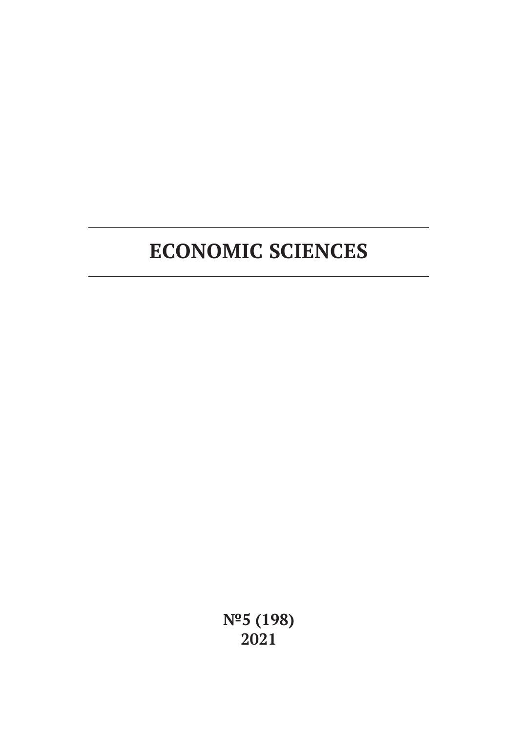# ECONOMIC SCIENCES

**№5 (198)**
**2021**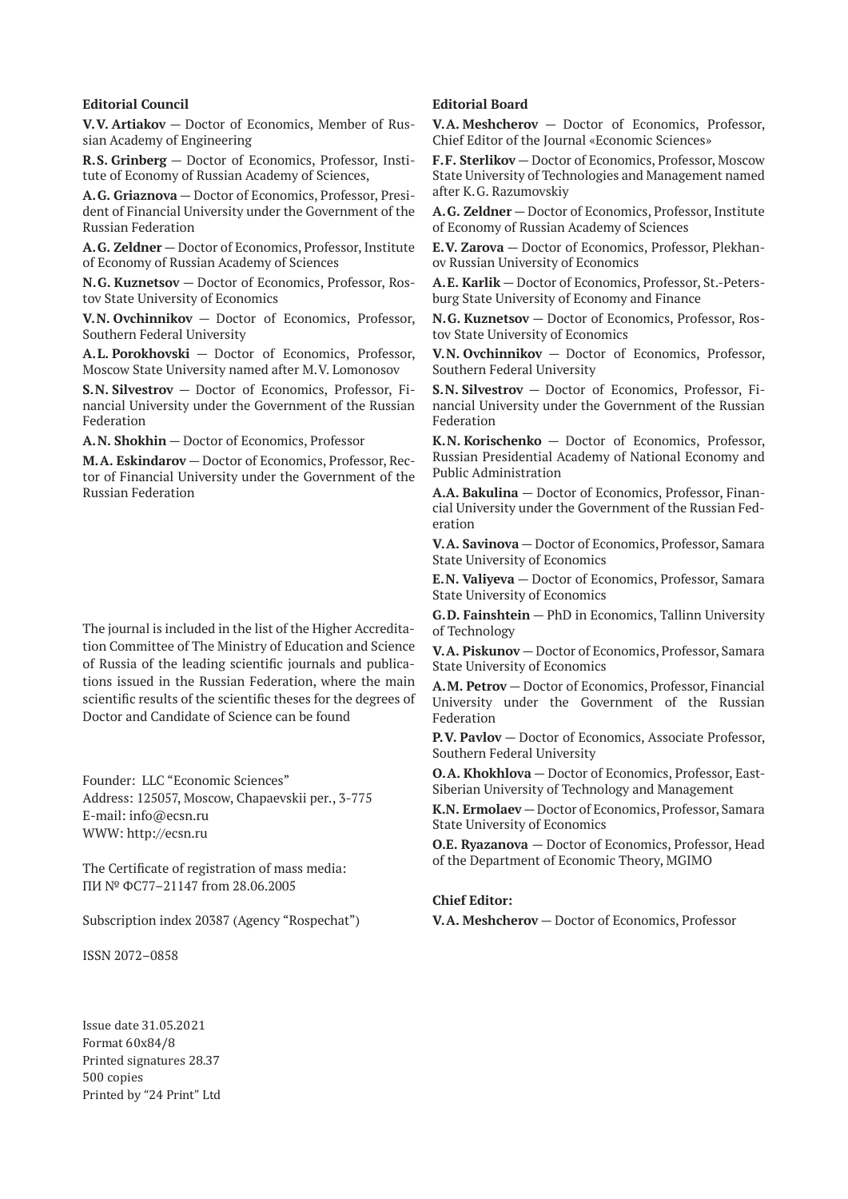**Editorial Council**

**V.V. Artiakov** — Doctor of Economics, Member of Russian Academy of Engineering

**R.S. Grinberg** — Doctor of Economics, Professor, Institute of Economy of Russian Academy of Sciences,

**A.G. Griaznova** — Doctor of Economics, Professor, President of Financial University under the Government of the Russian Federation

**A.G. Zeldner** — Doctor of Economics, Professor, Institute of Economy of Russian Academy of Sciences

**N.G. Kuznetsov** — Doctor of Economics, Professor, Rostov State University of Economics

**V.N. Ovchinnikov** — Doctor of Economics, Professor, Southern Federal University

**A.L. Porokhovski** — Doctor of Economics, Professor, Moscow State University named after M.V. Lomonosov

**S.N. Silvestrov** — Doctor of Economics, Professor, Financial University under the Government of the Russian Federation

**A.N. Shokhin** — Doctor of Economics, Professor

**M.A. Eskindarov** — Doctor of Economics, Professor, Rector of Financial University under the Government of the Russian Federation

The journal is included in the list of the Higher Accreditation Committee of The Ministry of Education and Science of Russia of the leading scientific journals and publications issued in the Russian Federation, where the main scientific results of the scientific theses for the degrees of Doctor and Candidate of Science can be found

Founder: LLC "Economic Sciences"
Address: 125057, Moscow, Chapaevskii per., 3-775
E-mail: info@ecsn.ru
WWW: http://ecsn.ru

The Certificate of registration of mass media:
ПИ № ФС77–21147 from 28.06.2005

Subscription index 20387 (Agency "Rospechat")

ISSN 2072–0858

Issue date 31.05.2021
Format 60x84/8
Printed signatures 28.37
500 copies
Printed by "24 Print" Ltd

**Editorial Board**

**V.A. Meshcherov** — Doctor of Economics, Professor, Chief Editor of the Journal «Economic Sciences»

**F.F. Sterlikov** — Doctor of Economics, Professor, Moscow State University of Technologies and Management named after K.G. Razumovskiy

**A.G. Zeldner** — Doctor of Economics, Professor, Institute of Economy of Russian Academy of Sciences

**E.V. Zarova** — Doctor of Economics, Professor, Plekhanov Russian University of Economics

**A.E. Karlik** — Doctor of Economics, Professor, St.-Petersburg State University of Economy and Finance

**N.G. Kuznetsov** — Doctor of Economics, Professor, Rostov State University of Economics

**V.N. Ovchinnikov** — Doctor of Economics, Professor, Southern Federal University

**S.N. Silvestrov** — Doctor of Economics, Professor, Financial University under the Government of the Russian Federation

**K.N. Korischenko** — Doctor of Economics, Professor, Russian Presidential Academy of National Economy and Public Administration

**A.A. Bakulina** — Doctor of Economics, Professor, Financial University under the Government of the Russian Federation

**V.A. Savinova** — Doctor of Economics, Professor, Samara State University of Economics

**E.N. Valiyeva** — Doctor of Economics, Professor, Samara State University of Economics

**G.D. Fainshtein** — PhD in Economics, Tallinn University of Technology

**V.A. Piskunov** — Doctor of Economics, Professor, Samara State University of Economics

**A.M. Petrov** — Doctor of Economics, Professor, Financial University under the Government of the Russian Federation

**P.V. Pavlov** — Doctor of Economics, Associate Professor, Southern Federal University

**O.A. Khokhlova** — Doctor of Economics, Professor, East-Siberian University of Technology and Management

**K.N. Ermolaev** — Doctor of Economics, Professor, Samara State University of Economics

**O.E. Ryazanova** — Doctor of Economics, Professor, Head of the Department of Economic Theory, MGIMO

**Chief Editor:**

**V.A. Meshcherov** — Doctor of Economics, Professor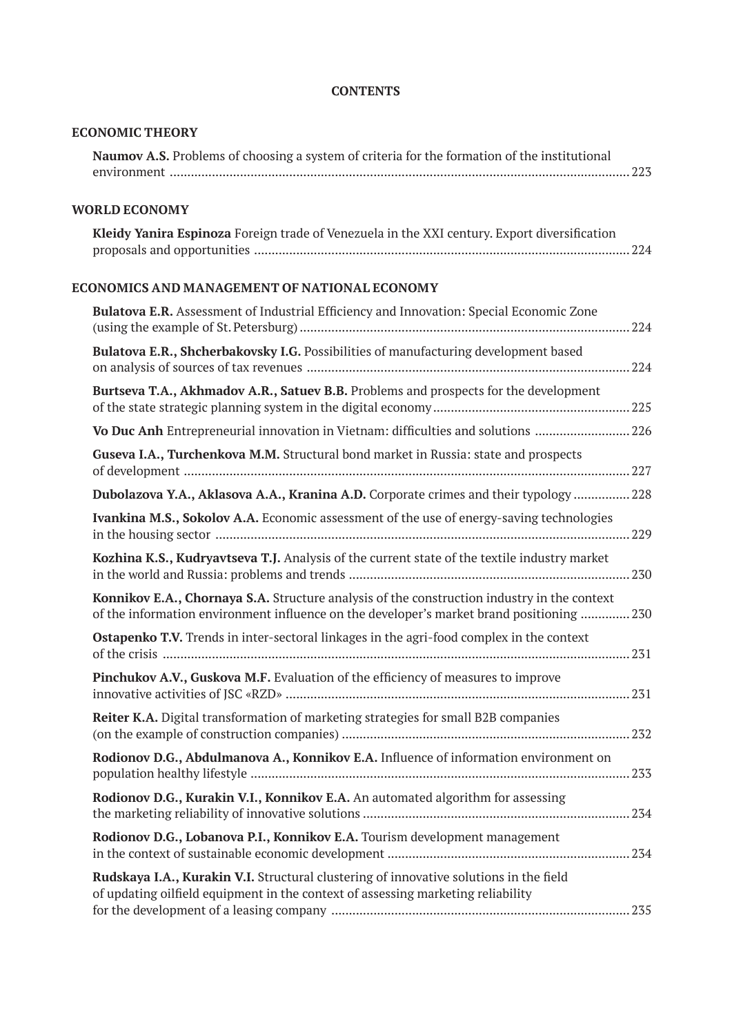# CONTENTS

## ECONOMIC THEORY

**Naumov A.S.** Problems of choosing a system of criteria for the formation of the institutional environment ... 223

## WORLD ECONOMY

**Kleidy Yanira Espinoza** Foreign trade of Venezuela in the XXI century. Export diversification proposals and opportunities ... 224

## ECONOMICS AND MANAGEMENT OF NATIONAL ECONOMY

**Bulatova E.R.** Assessment of Industrial Efficiency and Innovation: Special Economic Zone (using the example of St. Petersburg) ... 224

**Bulatova E.R., Shcherbakovsky I.G.** Possibilities of manufacturing development based on analysis of sources of tax revenues ... 224

**Burtseva T.A., Akhmadov A.R., Satuev B.B.** Problems and prospects for the development of the state strategic planning system in the digital economy ... 225

**Vo Duc Anh** Entrepreneurial innovation in Vietnam: difficulties and solutions ... 226

**Guseva I.A., Turchenkova M.M.** Structural bond market in Russia: state and prospects of development ... 227

**Dubolazova Y.A., Aklasova A.A., Kranina A.D.** Corporate crimes and their typology ... 228

**Ivankina M.S., Sokolov A.A.** Economic assessment of the use of energy-saving technologies in the housing sector ... 229

**Kozhina K.S., Kudryavtseva T.J.** Analysis of the current state of the textile industry market in the world and Russia: problems and trends ... 230

**Konnikov E.A., Chornaya S.A.** Structure analysis of the construction industry in the context of the information environment influence on the developer's market brand positioning ... 230

**Ostapenko T.V.** Trends in inter-sectoral linkages in the agri-food complex in the context of the crisis ... 231

**Pinchukov A.V., Guskova M.F.** Evaluation of the efficiency of measures to improve innovative activities of JSC «RZD» ... 231

**Reiter K.A.** Digital transformation of marketing strategies for small B2B companies (on the example of construction companies) ... 232

**Rodionov D.G., Abdulmanova A., Konnikov E.A.** Influence of information environment on population healthy lifestyle ... 233

**Rodionov D.G., Kurakin V.I., Konnikov E.A.** An automated algorithm for assessing the marketing reliability of innovative solutions ... 234

**Rodionov D.G., Lobanova P.I., Konnikov E.A.** Tourism development management in the context of sustainable economic development ... 234

**Rudskaya I.A., Kurakin V.I.** Structural clustering of innovative solutions in the field of updating oilfield equipment in the context of assessing marketing reliability for the development of a leasing company ... 235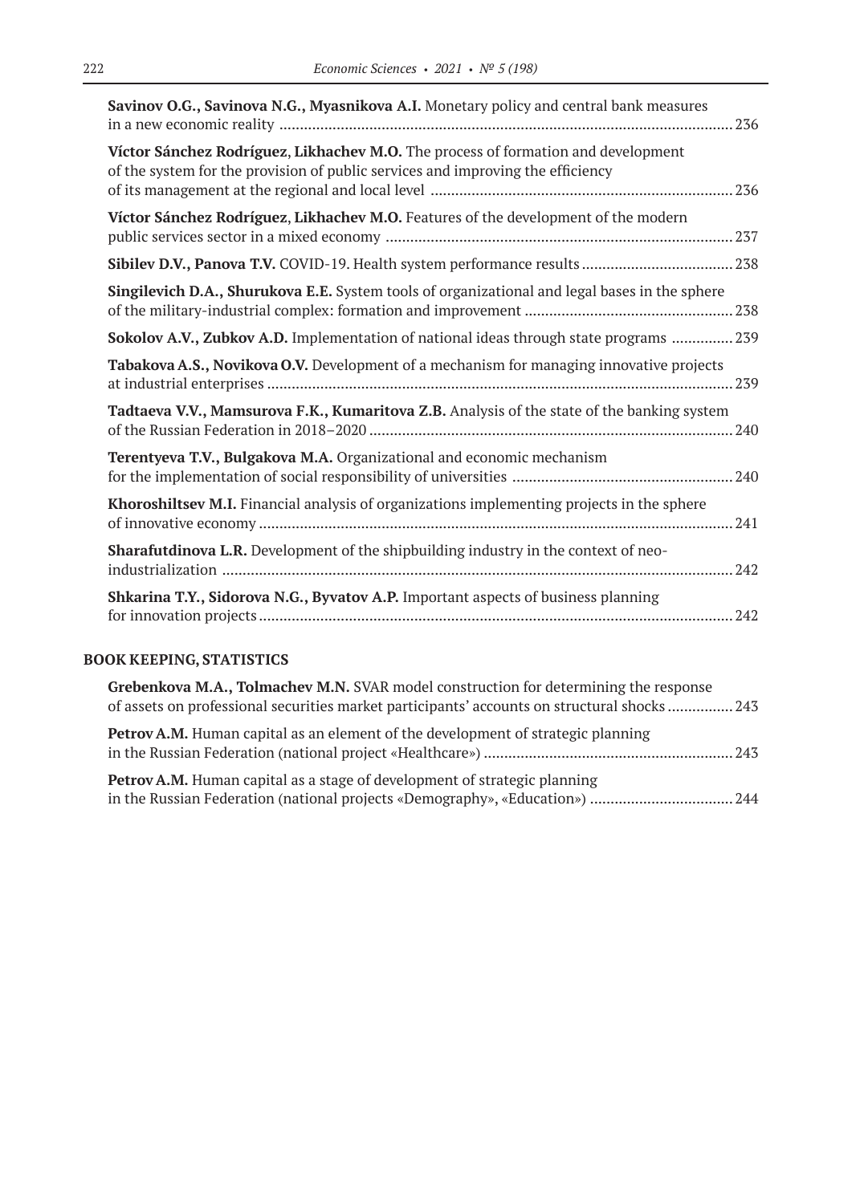**Savinov O.G., Savinova N.G., Myasnikova A.I.** Monetary policy and central bank measures in a new economic reality ............................................................................................................. 236

**Víctor Sánchez Rodríguez**, **Likhachev M.O.** The process of formation and development of the system for the provision of public services and improving the efficiency of its management at the regional and local level ......................................................................... 236

**Víctor Sánchez Rodríguez**, **Likhachev M.O.** Features of the development of the modern public services sector in a mixed economy .................................................................................... 237

**Sibilev D.V., Panova T.V.** COVID-19. Health system performance results ..................................... 238

**Singilevich D.A., Shurukova E.E.** System tools of organizational and legal bases in the sphere of the military-industrial complex: formation and improvement .................................................. 238

**Sokolov A.V., Zubkov A.D.** Implementation of national ideas through state programs ............... 239

**Tabakova A.S., Novikova O.V.** Development of a mechanism for managing innovative projects at industrial enterprises ................................................................................................................ 239

**Tadtaeva V.V., Mamsurova F.K., Kumaritova Z.B.** Analysis of the state of the banking system of the Russian Federation in 2018–2020 ......................................................................................... 240

**Terentyeva T.V., Bulgakova M.A.** Organizational and economic mechanism for the implementation of social responsibility of universities ...................................................... 240

**Khoroshiltsev M.I.** Financial analysis of organizations implementing projects in the sphere of innovative economy ................................................................................................................... 241

**Sharafutdinova L.R.** Development of the shipbuilding industry in the context of neo-industrialization ........................................................................................................................... 242

**Shkarina T.Y., Sidorova N.G., Byvatov A.P.** Important aspects of business planning for innovation projects ................................................................................................................... 242

## BOOK KEEPING, STATISTICS

**Grebenkova M.A., Tolmachev M.N.** SVAR model construction for determining the response of assets on professional securities market participants' accounts on structural shocks ................ 243

**Petrov A.M.** Human capital as an element of the development of strategic planning in the Russian Federation (national project «Healthcare») ............................................................ 243

**Petrov A.M.** Human capital as a stage of development of strategic planning in the Russian Federation (national projects «Demography», «Education») .................................. 244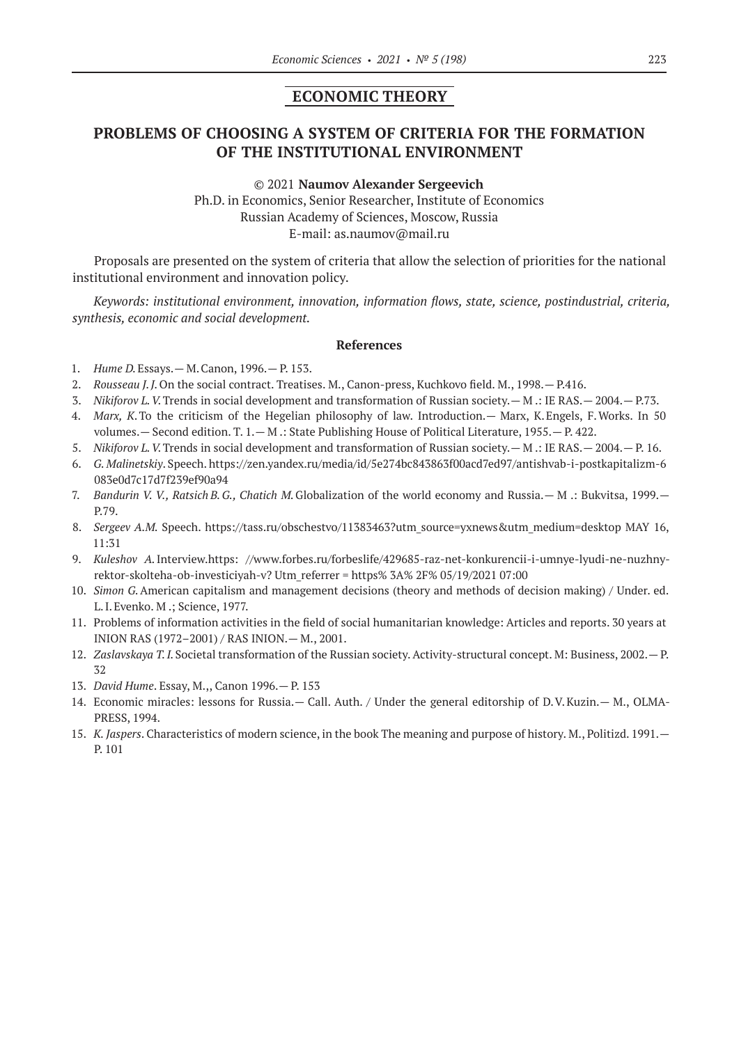## ECONOMIC THEORY

# PROBLEMS OF CHOOSING A SYSTEM OF CRITERIA FOR THE FORMATION OF THE INSTITUTIONAL ENVIRONMENT

© 2021 **Naumov Alexander Sergeevich**
Ph.D. in Economics, Senior Researcher, Institute of Economics
Russian Academy of Sciences, Moscow, Russia
E-mail: as.naumov@mail.ru

Proposals are presented on the system of criteria that allow the selection of priorities for the national institutional environment and innovation policy.

*Keywords: institutional environment, innovation, information flows, state, science, postindustrial, criteria, synthesis, economic and social development.*

### References

1. *Hume D.* Essays.— M. Canon, 1996.— P. 153.
2. *Rousseau J. J.* On the social contract. Treatises. M., Canon-press, Kuchkovo field. M., 1998.— P.416.
3. *Nikiforov L. V.* Trends in social development and transformation of Russian society.— M .: IE RAS.— 2004.— P.73.
4. *Marx, K.* To the criticism of the Hegelian philosophy of law. Introduction.— Marx, K. Engels, F. Works. In 50 volumes.— Second edition. T. 1.— M .: State Publishing House of Political Literature, 1955.— P. 422.
5. *Nikiforov L. V.* Trends in social development and transformation of Russian society.— M .: IE RAS.— 2004.— P. 16.
6. *G. Malinetskiy*. Speech. https://zen.yandex.ru/media/id/5e274bc843863f00acd7ed97/antishvab-i-postkapitalizm-6083e0d7c17d7f239ef90a94
7. *Bandurin V. V., Ratsich B. G., Chatich M.* Globalization of the world economy and Russia.— M .: Bukvitsa, 1999.— P.79.
8. *Sergeev A.M.* Speech. https://tass.ru/obschestvo/11383463?utm_source=yxnews&utm_medium=desktop MAY 16, 11:31
9. *Kuleshov A.* Interview.https: //www.forbes.ru/forbeslife/429685-raz-net-konkurencii-i-umnye-lyudi-ne-nuzhny-rektor-skolteha-ob-investiciyah-v? Utm_referrer = https% 3A% 2F% 05/19/2021 07:00
10. *Simon G.* American capitalism and management decisions (theory and methods of decision making) / Under. ed. L. I. Evenko. M .; Science, 1977.
11. Problems of information activities in the field of social humanitarian knowledge: Articles and reports. 30 years at INION RAS (1972–2001) / RAS INION.— M., 2001.
12. *Zaslavskaya T. I.* Societal transformation of the Russian society. Activity-structural concept. M: Business, 2002.— P. 32
13. *David Hume*. Essay, M.,, Canon 1996.— P. 153
14. Economic miracles: lessons for Russia.— Call. Auth. / Under the general editorship of D. V. Kuzin.— M., OLMA-PRESS, 1994.
15. *K. Jaspers*. Characteristics of modern science, in the book The meaning and purpose of history. M., Politizd. 1991.— P. 101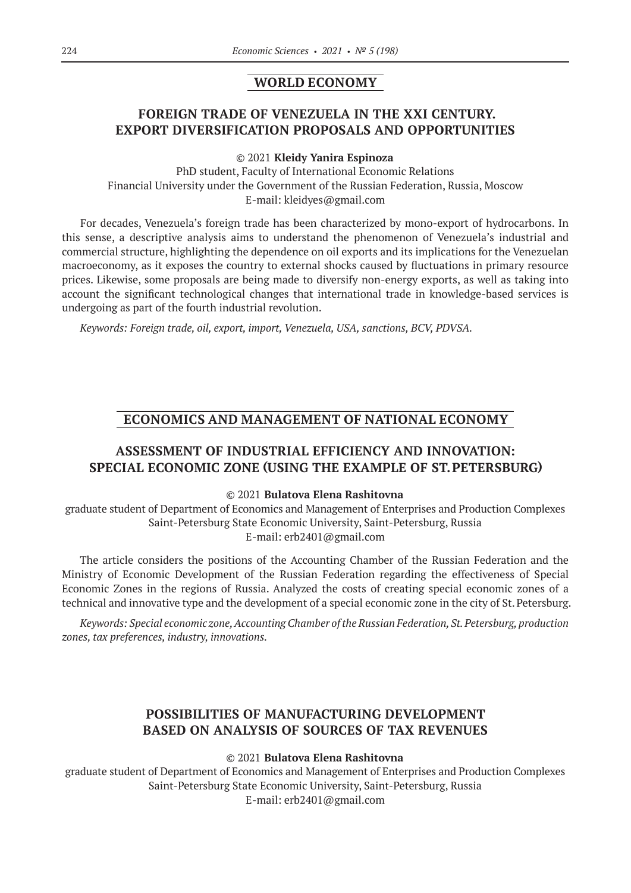## WORLD ECONOMY

### FOREIGN TRADE OF VENEZUELA IN THE XXI CENTURY. EXPORT DIVERSIFICATION PROPOSALS AND OPPORTUNITIES

© 2021 **Kleidy Yanira Espinoza**

PhD student, Faculty of International Economic Relations
Financial University under the Government of the Russian Federation, Russia, Moscow
E-mail: kleidyes@gmail.com

For decades, Venezuela's foreign trade has been characterized by mono-export of hydrocarbons. In this sense, a descriptive analysis aims to understand the phenomenon of Venezuela's industrial and commercial structure, highlighting the dependence on oil exports and its implications for the Venezuelan macroeconomy, as it exposes the country to external shocks caused by fluctuations in primary resource prices. Likewise, some proposals are being made to diversify non-energy exports, as well as taking into account the significant technological changes that international trade in knowledge-based services is undergoing as part of the fourth industrial revolution.

*Keywords: Foreign trade, oil, export, import, Venezuela, USA, sanctions, BCV, PDVSA.*

## ECONOMICS AND MANAGEMENT OF NATIONAL ECONOMY

### ASSESSMENT OF INDUSTRIAL EFFICIENCY AND INNOVATION: SPECIAL ECONOMIC ZONE (USING THE EXAMPLE OF ST. PETERSBURG)

© 2021 **Bulatova Elena Rashitovna**

graduate student of Department of Economics and Management of Enterprises and Production Complexes
Saint-Petersburg State Economic University, Saint-Petersburg, Russia
E-mail: erb2401@gmail.com

The article considers the positions of the Accounting Chamber of the Russian Federation and the Ministry of Economic Development of the Russian Federation regarding the effectiveness of Special Economic Zones in the regions of Russia. Analyzed the costs of creating special economic zones of a technical and innovative type and the development of a special economic zone in the city of St. Petersburg.

*Keywords: Special economic zone, Accounting Chamber of the Russian Federation, St. Petersburg, production zones, tax preferences, industry, innovations.*

### POSSIBILITIES OF MANUFACTURING DEVELOPMENT BASED ON ANALYSIS OF SOURCES OF TAX REVENUES

© 2021 **Bulatova Elena Rashitovna**

graduate student of Department of Economics and Management of Enterprises and Production Complexes
Saint-Petersburg State Economic University, Saint-Petersburg, Russia
E-mail: erb2401@gmail.com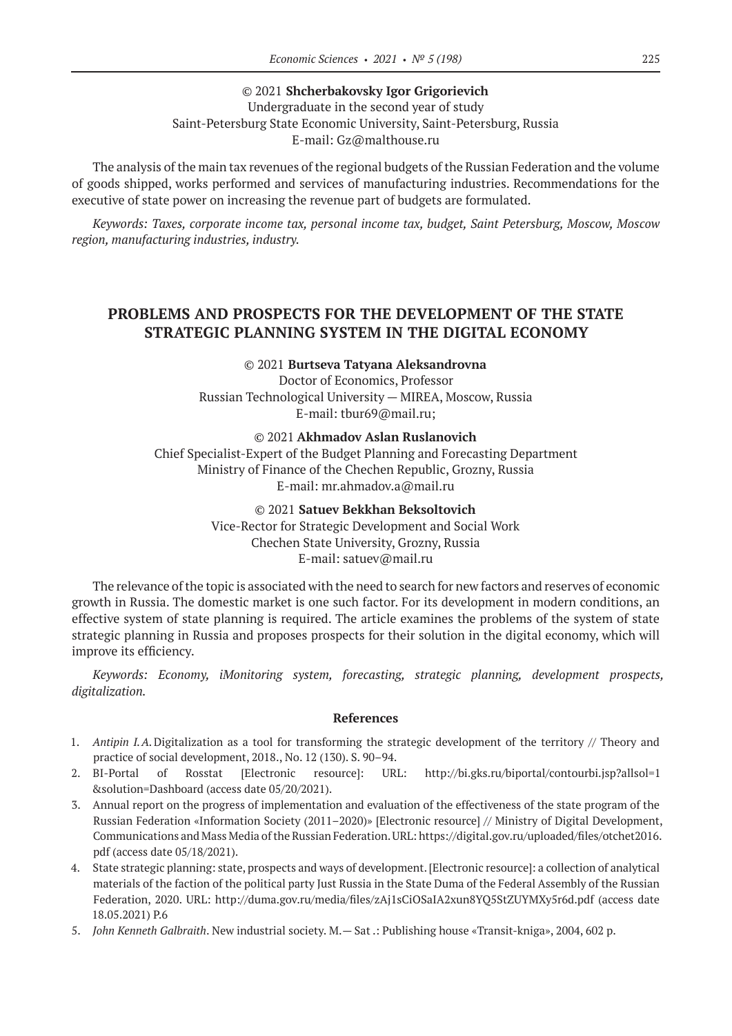© 2021 **Shcherbakovsky Igor Grigorievich**
Undergraduate in the second year of study
Saint-Petersburg State Economic University, Saint-Petersburg, Russia
E-mail: Gz@malthouse.ru

The analysis of the main tax revenues of the regional budgets of the Russian Federation and the volume of goods shipped, works performed and services of manufacturing industries. Recommendations for the executive of state power on increasing the revenue part of budgets are formulated.

*Keywords: Taxes, corporate income tax, personal income tax, budget, Saint Petersburg, Moscow, Moscow region, manufacturing industries, industry.*

## PROBLEMS AND PROSPECTS FOR THE DEVELOPMENT OF THE STATE STRATEGIC PLANNING SYSTEM IN THE DIGITAL ECONOMY

© 2021 **Burtseva Tatyana Aleksandrovna**
Doctor of Economics, Professor
Russian Technological University — MIREA, Moscow, Russia
E-mail: tbur69@mail.ru;

© 2021 **Akhmadov Aslan Ruslanovich**
Chief Specialist-Expert of the Budget Planning and Forecasting Department
Ministry of Finance of the Chechen Republic, Grozny, Russia
E-mail: mr.ahmadov.a@mail.ru

© 2021 **Satuev Bekkhan Beksoltovich**
Vice-Rector for Strategic Development and Social Work
Chechen State University, Grozny, Russia
E-mail: satuev@mail.ru

The relevance of the topic is associated with the need to search for new factors and reserves of economic growth in Russia. The domestic market is one such factor. For its development in modern conditions, an effective system of state planning is required. The article examines the problems of the system of state strategic planning in Russia and proposes prospects for their solution in the digital economy, which will improve its efficiency.

*Keywords: Economy, iMonitoring system, forecasting, strategic planning, development prospects, digitalization.*

### References

1. *Antipin I. A.* Digitalization as a tool for transforming the strategic development of the territory // Theory and practice of social development, 2018., No. 12 (130). S. 90–94.
2. BI-Portal of Rosstat [Electronic resource]: URL: http://bi.gks.ru/biportal/contourbi.jsp?allsol=1&solution=Dashboard (access date 05/20/2021).
3. Annual report on the progress of implementation and evaluation of the effectiveness of the state program of the Russian Federation «Information Society (2011–2020)» [Electronic resource] // Ministry of Digital Development, Communications and Mass Media of the Russian Federation. URL: https://digital.gov.ru/uploaded/files/otchet2016.pdf (access date 05/18/2021).
4. State strategic planning: state, prospects and ways of development. [Electronic resource]: a collection of analytical materials of the faction of the political party Just Russia in the State Duma of the Federal Assembly of the Russian Federation, 2020. URL: http://duma.gov.ru/media/files/zAj1sCiOSaIA2xun8YQ5StZUYMXy5r6d.pdf (access date 18.05.2021) P.6
5. *John Kenneth Galbraith*. New industrial society. M.— Sat .: Publishing house «Transit-kniga», 2004, 602 p.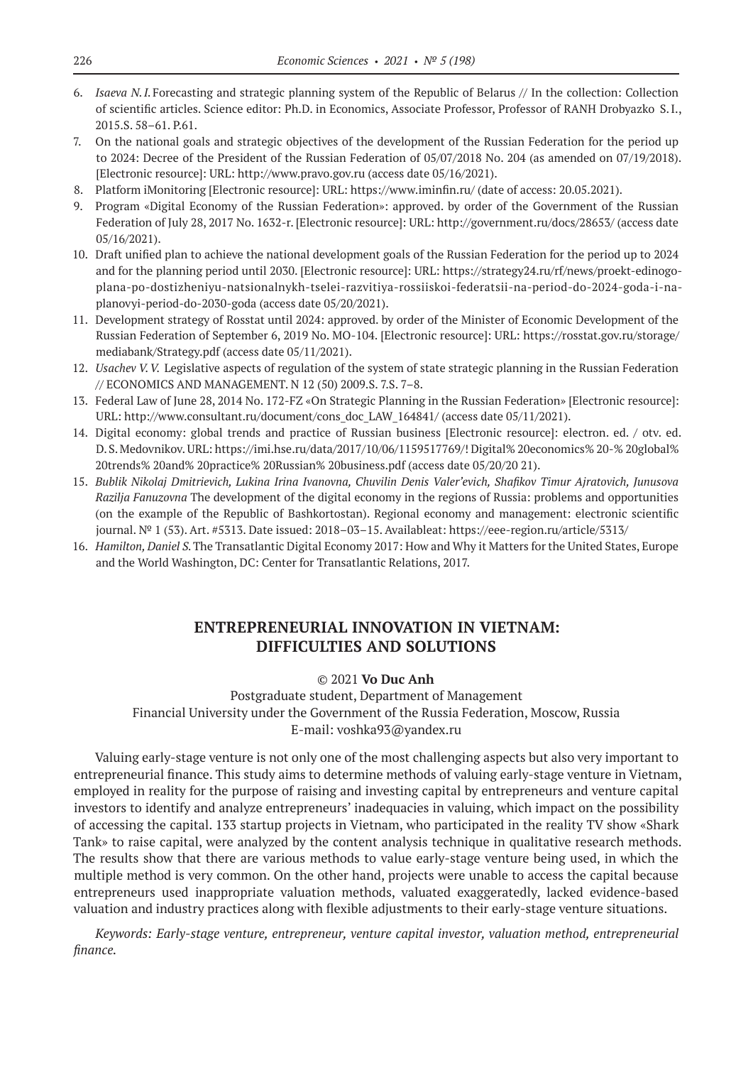6. *Isaeva N.I.* Forecasting and strategic planning system of the Republic of Belarus // In the collection: Collection of scientific articles. Science editor: Ph.D. in Economics, Associate Professor, Professor of RANH Drobyazko S.I., 2015.S. 58–61. P.61.
7. On the national goals and strategic objectives of the development of the Russian Federation for the period up to 2024: Decree of the President of the Russian Federation of 05/07/2018 No. 204 (as amended on 07/19/2018). [Electronic resource]: URL: http://www.pravo.gov.ru (access date 05/16/2021).
8. Platform iMonitoring [Electronic resource]: URL: https://www.iminfin.ru/ (date of access: 20.05.2021).
9. Program «Digital Economy of the Russian Federation»: approved. by order of the Government of the Russian Federation of July 28, 2017 No. 1632-r. [Electronic resource]: URL: http://government.ru/docs/28653/ (access date 05/16/2021).
10. Draft unified plan to achieve the national development goals of the Russian Federation for the period up to 2024 and for the planning period until 2030. [Electronic resource]: URL: https://strategy24.ru/rf/news/proekt-edinogo-plana-po-dostizheniyu-natsionalnykh-tselei-razvitiya-rossiiskoi-federatsii-na-period-do-2024-goda-i-na-planovyi-period-do-2030-goda (access date 05/20/2021).
11. Development strategy of Rosstat until 2024: approved. by order of the Minister of Economic Development of the Russian Federation of September 6, 2019 No. MO-104. [Electronic resource]: URL: https://rosstat.gov.ru/storage/mediabank/Strategy.pdf (access date 05/11/2021).
12. *Usachev V.V.* Legislative aspects of regulation of the system of state strategic planning in the Russian Federation // ECONOMICS AND MANAGEMENT. N 12 (50) 2009.S. 7.S. 7–8.
13. Federal Law of June 28, 2014 No. 172-FZ «On Strategic Planning in the Russian Federation» [Electronic resource]: URL: http://www.consultant.ru/document/cons_doc_LAW_164841/ (access date 05/11/2021).
14. Digital economy: global trends and practice of Russian business [Electronic resource]: electron. ed. / otv. ed. D.S. Medovnikov. URL: https://imi.hse.ru/data/2017/10/06/1159517769/! Digital% 20economics% 20-% 20global% 20trends% 20and% 20practice% 20Russian% 20business.pdf (access date 05/20/20 21).
15. *Bublik Nikolaj Dmitrievich, Lukina Irina Ivanovna, Chuvilin Denis Valer'evich, Shafikov Timur Ajratovich, Junusova Razilja Fanuzovna* The development of the digital economy in the regions of Russia: problems and opportunities (on the example of the Republic of Bashkortostan). Regional economy and management: electronic scientific journal. № 1 (53). Art. #5313. Date issued: 2018–03–15. Availableat: https://eee-region.ru/article/5313/
16. *Hamilton, Daniel S.* The Transatlantic Digital Economy 2017: How and Why it Matters for the United States, Europe and the World Washington, DC: Center for Transatlantic Relations, 2017.

# ENTREPRENEURIAL INNOVATION IN VIETNAM: DIFFICULTIES AND SOLUTIONS

© 2021 **Vo Duc Anh**

Postgraduate student, Department of Management
Financial University under the Government of the Russia Federation, Moscow, Russia
E-mail: voshka93@yandex.ru

Valuing early-stage venture is not only one of the most challenging aspects but also very important to entrepreneurial finance. This study aims to determine methods of valuing early-stage venture in Vietnam, employed in reality for the purpose of raising and investing capital by entrepreneurs and venture capital investors to identify and analyze entrepreneurs' inadequacies in valuing, which impact on the possibility of accessing the capital. 133 startup projects in Vietnam, who participated in the reality TV show «Shark Tank» to raise capital, were analyzed by the content analysis technique in qualitative research methods. The results show that there are various methods to value early-stage venture being used, in which the multiple method is very common. On the other hand, projects were unable to access the capital because entrepreneurs used inappropriate valuation methods, valuated exaggeratedly, lacked evidence-based valuation and industry practices along with flexible adjustments to their early-stage venture situations.

*Keywords: Early-stage venture, entrepreneur, venture capital investor, valuation method, entrepreneurial finance.*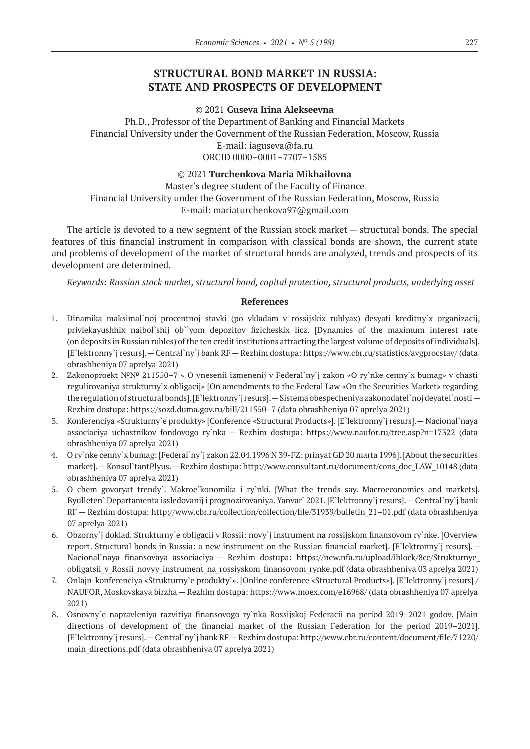# STRUCTURAL BOND MARKET IN RUSSIA: STATE AND PROSPECTS OF DEVELOPMENT

© 2021 **Guseva Irina Alekseevna**

Ph.D., Professor of the Department of Banking and Financial Markets
Financial University under the Government of the Russian Federation, Moscow, Russia
E-mail: iaguseva@fa.ru
ORCID 0000–0001–7707–1585

© 2021 **Turchenkova Maria Mikhailovna**

Master's degree student of the Faculty of Finance
Financial University under the Government of the Russian Federation, Moscow, Russia
E-mail: mariaturchenkova97@gmail.com

The article is devoted to a new segment of the Russian stock market — structural bonds. The special features of this financial instrument in comparison with classical bonds are shown, the current state and problems of development of the market of structural bonds are analyzed, trends and prospects of its development are determined.

*Keywords: Russian stock market, structural bond, capital protection, structural products, underlying asset*

### References

1. Dinamika maksimal`noj procentnoj stavki (po vkladam v rossijskix rublyax) desyati kreditny`x organizacij, privlekayushhix naibol`shij ob``yom depozitov fizicheskix licz. [Dynamics of the maximum interest rate (on deposits in Russian rubles) of the ten credit institutions attracting the largest volume of deposits of individuals]. [E`lektronny`j resurs].— Central`ny`j bank RF — Rezhim dostupa: https://www.cbr.ru/statistics/avgprocstav/ (data obrashheniya 07 aprelya 2021)
2. Zakonoproekt №№ 211550–7 « O vnesenii izmenenij v Federal`ny`j zakon «O ry`nke cenny`x bumag» v chasti regulirovaniya strukturny`x obligacij» [On amendments to the Federal Law «On the Securities Market» regarding the regulation of structural bonds]. [E`lektronny`j resurs].— Sistema obespecheniya zakonodatel`noj deyatel`nosti — Rezhim dostupa: https://sozd.duma.gov.ru/bill/211550–7 (data obrashheniya 07 aprelya 2021)
3. Konferenciya «Strukturny`e produkty» [Conference «Structural Products»]. [E`lektronny`j resurs].— Nacional`naya associaciya uchastnikov fondovogo ry`nka — Rezhim dostupa: https://www.naufor.ru/tree.asp?n=17322 (data obrashheniya 07 aprelya 2021)
4. O ry`nke cenny`x bumag: [Federal`ny`j zakon 22.04.1996 N 39-FZ: prinyat GD 20 marta 1996]. [About the securities market].— Konsul`tantPlyus.— Rezhim dostupa: http://www.consultant.ru/document/cons_doc_LAW_10148 (data obrashheniya 07 aprelya 2021)
5. O chem govoryat trendy`. Makroe`konomika i ry`nki. [What the trends say. Macroeconomics and markets]. Byulleten` Departamenta issledovanij i prognozirovaniya. Yanvar` 2021. [E`lektronny`j resurs].— Central`ny`j bank RF — Rezhim dostupa: http://www.cbr.ru/collection/collection/file/31939/bulletin_21–01.pdf (data obrashheniya 07 aprelya 2021)
6. Obzorny`j doklad. Strukturny`e obligacii v Rossii: novy`j instrument na rossijskom finansovom ry`nke. [Overview report. Structural bonds in Russia: a new instrument on the Russian financial market]. [E`lektronny`j resurs].— Nacional`naya finansovaya associaciya — Rezhim dostupa: https://new.nfa.ru/upload/iblock/8cc/Strukturnye_obligatsii_v_Rossii_novyy_instrument_na_rossiyskom_finansovom_rynke.pdf (data obrashheniya 03 aprelya 2021)
7. Onlajn-konferenciya «Strukturny`e produkty`». [Online conference «Structural Products»]. [E`lektronny`j resurs] / NAUFOR, Moskovskaya birzha — Rezhim dostupa: https://www.moex.com/e16968/ (data obrashheniya 07 aprelya 2021)
8. Osnovny`e napravleniya razvitiya finansovogo ry`nka Rossijskoj Federacii na period 2019–2021 godov. [Main directions of development of the financial market of the Russian Federation for the period 2019–2021]. [E`lektronny`j resurs].— Central`ny`j bank RF — Rezhim dostupa: http://www.cbr.ru/content/document/file/71220/main_directions.pdf (data obrashheniya 07 aprelya 2021)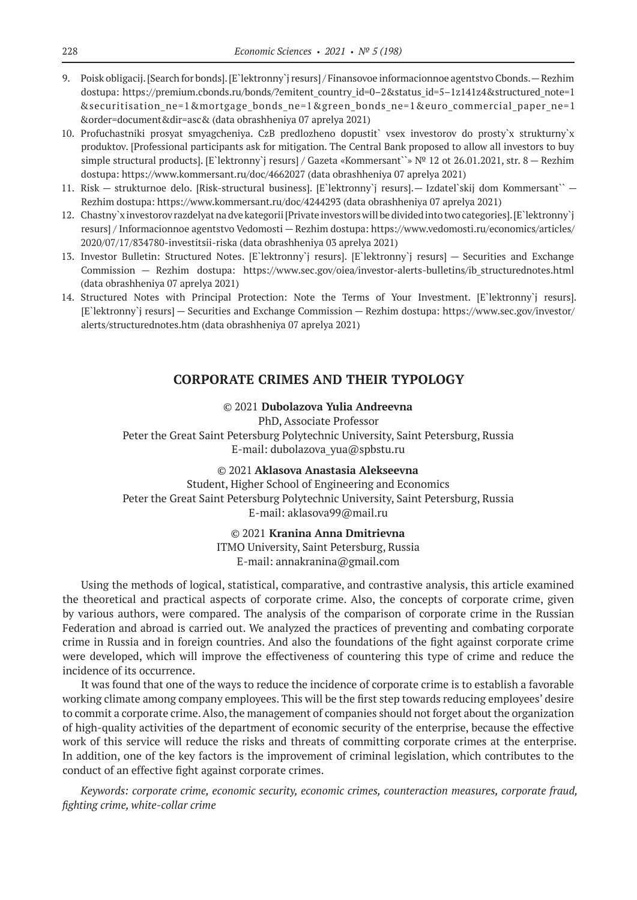9. Poisk obligacij. [Search for bonds]. [E`lektronny`j resurs] / Finansovoe informacionnoe agentstvo Cbonds. — Rezhim dostupa: https://premium.cbonds.ru/bonds/?emitent_country_id=0–2&status_id=5–1z141z4&structured_note=1&securitisation_ne=1&mortgage_bonds_ne=1&green_bonds_ne=1&euro_commercial_paper_ne=1&order=document&dir=asc& (data obrashheniya 07 aprelya 2021)
10. Profuchastniki prosyat smyagcheniya. CzB predlozheno dopustit` vsex investorov do prosty`x strukturny`x produktov. [Professional participants ask for mitigation. The Central Bank proposed to allow all investors to buy simple structural products]. [E`lektronny`j resurs] / Gazeta «Kommersant``» № 12 ot 26.01.2021, str. 8 — Rezhim dostupa: https://www.kommersant.ru/doc/4662027 (data obrashheniya 07 aprelya 2021)
11. Risk — strukturnoe delo. [Risk-structural business]. [E`lektronny`j resurs]. — Izdatel`skij dom Kommersant`` — Rezhim dostupa: https://www.kommersant.ru/doc/4244293 (data obrashheniya 07 aprelya 2021)
12. Chastny`x investorov razdelyat na dve kategorii [Private investors will be divided into two categories]. [E`lektronny`j resurs] / Informacionnoe agentstvo Vedomosti — Rezhim dostupa: https://www.vedomosti.ru/economics/articles/2020/07/17/834780-investitsii-riska (data obrashheniya 03 aprelya 2021)
13. Investor Bulletin: Structured Notes. [E`lektronny`j resurs]. [E`lektronny`j resurs] — Securities and Exchange Commission — Rezhim dostupa: https://www.sec.gov/oiea/investor-alerts-bulletins/ib_structurednotes.html (data obrashheniya 07 aprelya 2021)
14. Structured Notes with Principal Protection: Note the Terms of Your Investment. [E`lektronny`j resurs]. [E`lektronny`j resurs] — Securities and Exchange Commission — Rezhim dostupa: https://www.sec.gov/investor/alerts/structurednotes.htm (data obrashheniya 07 aprelya 2021)

## CORPORATE CRIMES AND THEIR TYPOLOGY

© 2021 **Dubolazova Yulia Andreevna**
PhD, Associate Professor
Peter the Great Saint Petersburg Polytechnic University, Saint Petersburg, Russia
E-mail: dubolazova_yua@spbstu.ru

© 2021 **Aklasova Anastasia Alekseevna**
Student, Higher School of Engineering and Economics
Peter the Great Saint Petersburg Polytechnic University, Saint Petersburg, Russia
E-mail: aklasova99@mail.ru

© 2021 **Kranina Anna Dmitrievna**
ITMO University, Saint Petersburg, Russia
E-mail: annakranina@gmail.com

Using the methods of logical, statistical, comparative, and contrastive analysis, this article examined the theoretical and practical aspects of corporate crime. Also, the concepts of corporate crime, given by various authors, were compared. The analysis of the comparison of corporate crime in the Russian Federation and abroad is carried out. We analyzed the practices of preventing and combating corporate crime in Russia and in foreign countries. And also the foundations of the fight against corporate crime were developed, which will improve the effectiveness of countering this type of crime and reduce the incidence of its occurrence.

It was found that one of the ways to reduce the incidence of corporate crime is to establish a favorable working climate among company employees. This will be the first step towards reducing employees' desire to commit a corporate crime. Also, the management of companies should not forget about the organization of high-quality activities of the department of economic security of the enterprise, because the effective work of this service will reduce the risks and threats of committing corporate crimes at the enterprise. In addition, one of the key factors is the improvement of criminal legislation, which contributes to the conduct of an effective fight against corporate crimes.

*Keywords: corporate crime, economic security, economic crimes, counteraction measures, corporate fraud, fighting crime, white-collar crime*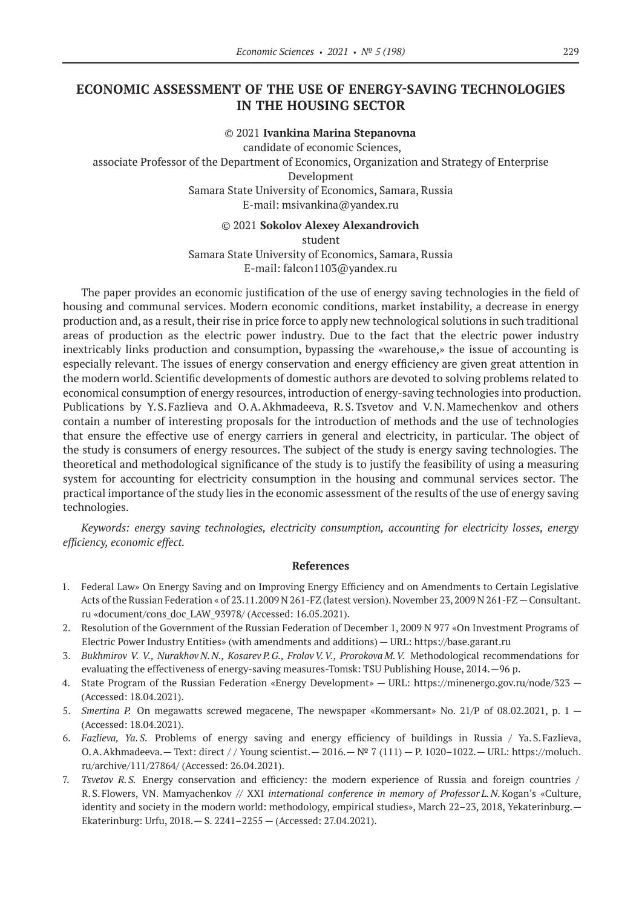# ECONOMIC ASSESSMENT OF THE USE OF ENERGY-SAVING TECHNOLOGIES IN THE HOUSING SECTOR

© 2021 **Ivankina Marina Stepanovna**
candidate of economic Sciences,
associate Professor of the Department of Economics, Organization and Strategy of Enterprise Development
Samara State University of Economics, Samara, Russia
E-mail: msivankina@yandex.ru

© 2021 **Sokolov Alexey Alexandrovich**
student
Samara State University of Economics, Samara, Russia
E-mail: falcon1103@yandex.ru

The paper provides an economic justification of the use of energy saving technologies in the field of housing and communal services. Modern economic conditions, market instability, a decrease in energy production and, as a result, their rise in price force to apply new technological solutions in such traditional areas of production as the electric power industry. Due to the fact that the electric power industry inextricably links production and consumption, bypassing the «warehouse,» the issue of accounting is especially relevant. The issues of energy conservation and energy efficiency are given great attention in the modern world. Scientific developments of domestic authors are devoted to solving problems related to economical consumption of energy resources, introduction of energy-saving technologies into production. Publications by Y. S. Fazlieva and O. A. Akhmadeeva, R. S. Tsvetov and V. N. Mamechenkov and others contain a number of interesting proposals for the introduction of methods and the use of technologies that ensure the effective use of energy carriers in general and electricity, in particular. The object of the study is consumers of energy resources. The subject of the study is energy saving technologies. The theoretical and methodological significance of the study is to justify the feasibility of using a measuring system for accounting for electricity consumption in the housing and communal services sector. The practical importance of the study lies in the economic assessment of the results of the use of energy saving technologies.

*Keywords: energy saving technologies, electricity consumption, accounting for electricity losses, energy efficiency, economic effect.*

### References

1. Federal Law» On Energy Saving and on Improving Energy Efficiency and on Amendments to Certain Legislative Acts of the Russian Federation « of 23.11.2009 N 261-FZ (latest version). November 23, 2009 N 261-FZ — Consultant.ru «document/cons_doc_LAW_93978/ (Accessed: 16.05.2021).
2. Resolution of the Government of the Russian Federation of December 1, 2009 N 977 «On Investment Programs of Electric Power Industry Entities» (with amendments and additions) — URL: https://base.garant.ru
3. *Bukhmirov V. V., Nurakhov N. N., Kosarev P. G., Frolov V. V., Prorokova M. V.* Methodological recommendations for evaluating the effectiveness of energy-saving measures-Tomsk: TSU Publishing House, 2014.—96 p.
4. State Program of the Russian Federation «Energy Development» — URL: https://minenergo.gov.ru/node/323 — (Accessed: 18.04.2021).
5. *Smertina P.* On megawatts screwed megacene, The newspaper «Kommersant» No. 21/P of 08.02.2021, p. 1 — (Accessed: 18.04.2021).
6. *Fazlieva, Ya. S.* Problems of energy saving and energy efficiency of buildings in Russia / Ya. S. Fazlieva, O. A. Akhmadeeva.— Text: direct / / Young scientist.— 2016.— № 7 (111) — P. 1020–1022.— URL: https://moluch.ru/archive/111/27864/ (Accessed: 26.04.2021).
7. *Tsvetov R. S.* Energy conservation and efficiency: the modern experience of Russia and foreign countries / R. S. Flowers, VN. Mamyachenkov // XXI *international conference in memory of Professor L. N.* Kogan's «Culture, identity and society in the modern world: methodology, empirical studies», March 22–23, 2018, Yekaterinburg.— Ekaterinburg: Urfu, 2018.— S. 2241–2255 — (Accessed: 27.04.2021).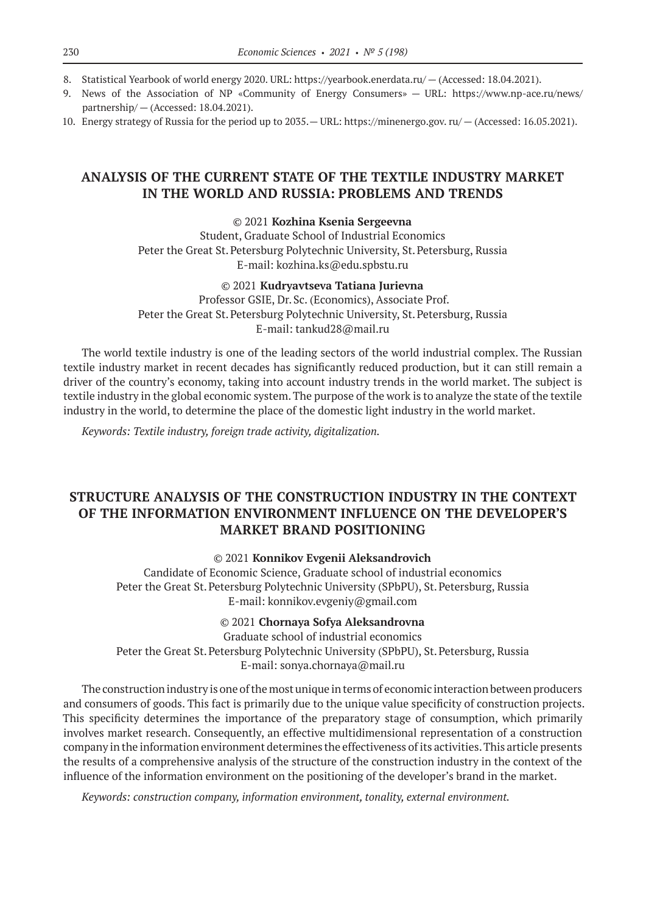8. Statistical Yearbook of world energy 2020. URL: https://yearbook.enerdata.ru/ — (Accessed: 18.04.2021).
9. News of the Association of NP «Community of Energy Consumers» — URL: https://www.np-ace.ru/news/partnership/ — (Accessed: 18.04.2021).
10. Energy strategy of Russia for the period up to 2035.— URL: https://minenergo.gov. ru/ — (Accessed: 16.05.2021).

## ANALYSIS OF THE CURRENT STATE OF THE TEXTILE INDUSTRY MARKET IN THE WORLD AND RUSSIA: PROBLEMS AND TRENDS

© 2021 **Kozhina Ksenia Sergeevna**
Student, Graduate School of Industrial Economics
Peter the Great St. Petersburg Polytechnic University, St. Petersburg, Russia
E-mail: kozhina.ks@edu.spbstu.ru

© 2021 **Kudryavtseva Tatiana Jurievna**
Professor GSIE, Dr. Sc. (Economics), Associate Prof.
Peter the Great St. Petersburg Polytechnic University, St. Petersburg, Russia
E-mail: tankud28@mail.ru

The world textile industry is one of the leading sectors of the world industrial complex. The Russian textile industry market in recent decades has significantly reduced production, but it can still remain a driver of the country's economy, taking into account industry trends in the world market. The subject is textile industry in the global economic system. The purpose of the work is to analyze the state of the textile industry in the world, to determine the place of the domestic light industry in the world market.

*Keywords: Textile industry, foreign trade activity, digitalization.*

## STRUCTURE ANALYSIS OF THE CONSTRUCTION INDUSTRY IN THE CONTEXT OF THE INFORMATION ENVIRONMENT INFLUENCE ON THE DEVELOPER'S MARKET BRAND POSITIONING

© 2021 **Konnikov Evgenii Aleksandrovich**
Candidate of Economic Science, Graduate school of industrial economics
Peter the Great St. Petersburg Polytechnic University (SPbPU), St. Petersburg, Russia
E-mail: konnikov.evgeniy@gmail.com

© 2021 **Chornaya Sofya Aleksandrovna**
Graduate school of industrial economics
Peter the Great St. Petersburg Polytechnic University (SPbPU), St. Petersburg, Russia
E-mail: sonya.chornaya@mail.ru

The construction industry is one of the most unique in terms of economic interaction between producers and consumers of goods. This fact is primarily due to the unique value specificity of construction projects. This specificity determines the importance of the preparatory stage of consumption, which primarily involves market research. Consequently, an effective multidimensional representation of a construction company in the information environment determines the effectiveness of its activities. This article presents the results of a comprehensive analysis of the structure of the construction industry in the context of the influence of the information environment on the positioning of the developer's brand in the market.

*Keywords: construction company, information environment, tonality, external environment.*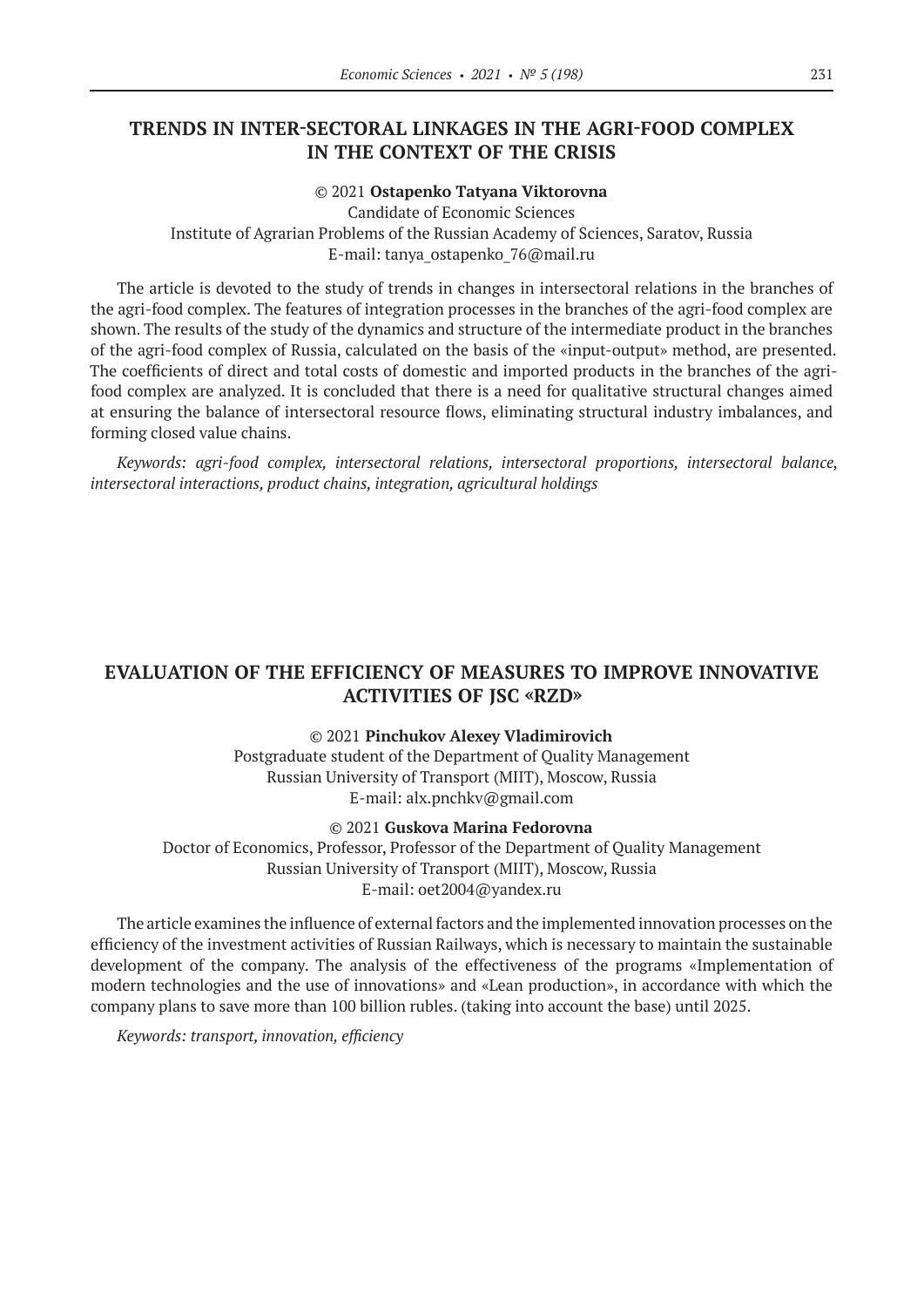## TRENDS IN INTER-SECTORAL LINKAGES IN THE AGRI-FOOD COMPLEX IN THE CONTEXT OF THE CRISIS

© 2021 **Ostapenko Tatyana Viktorovna**
Candidate of Economic Sciences
Institute of Agrarian Problems of the Russian Academy of Sciences, Saratov, Russia
E-mail: tanya_ostapenko_76@mail.ru

The article is devoted to the study of trends in changes in intersectoral relations in the branches of the agri-food complex. The features of integration processes in the branches of the agri-food complex are shown. The results of the study of the dynamics and structure of the intermediate product in the branches of the agri-food complex of Russia, calculated on the basis of the «input-output» method, are presented. The coefficients of direct and total costs of domestic and imported products in the branches of the agri-food complex are analyzed. It is concluded that there is a need for qualitative structural changes aimed at ensuring the balance of intersectoral resource flows, eliminating structural industry imbalances, and forming closed value chains.

*Keywords: agri-food complex, intersectoral relations, intersectoral proportions, intersectoral balance, intersectoral interactions, product chains, integration, agricultural holdings*

## EVALUATION OF THE EFFICIENCY OF MEASURES TO IMPROVE INNOVATIVE ACTIVITIES OF JSC «RZD»

© 2021 **Pinchukov Alexey Vladimirovich**
Postgraduate student of the Department of Quality Management
Russian University of Transport (MIIT), Moscow, Russia
E-mail: alx.pnchkv@gmail.com

© 2021 **Guskova Marina Fedorovna**
Doctor of Economics, Professor, Professor of the Department of Quality Management
Russian University of Transport (MIIT), Moscow, Russia
E-mail: oet2004@yandex.ru

The article examines the influence of external factors and the implemented innovation processes on the efficiency of the investment activities of Russian Railways, which is necessary to maintain the sustainable development of the company. The analysis of the effectiveness of the programs «Implementation of modern technologies and the use of innovations» and «Lean production», in accordance with which the company plans to save more than 100 billion rubles. (taking into account the base) until 2025.

*Keywords: transport, innovation, efficiency*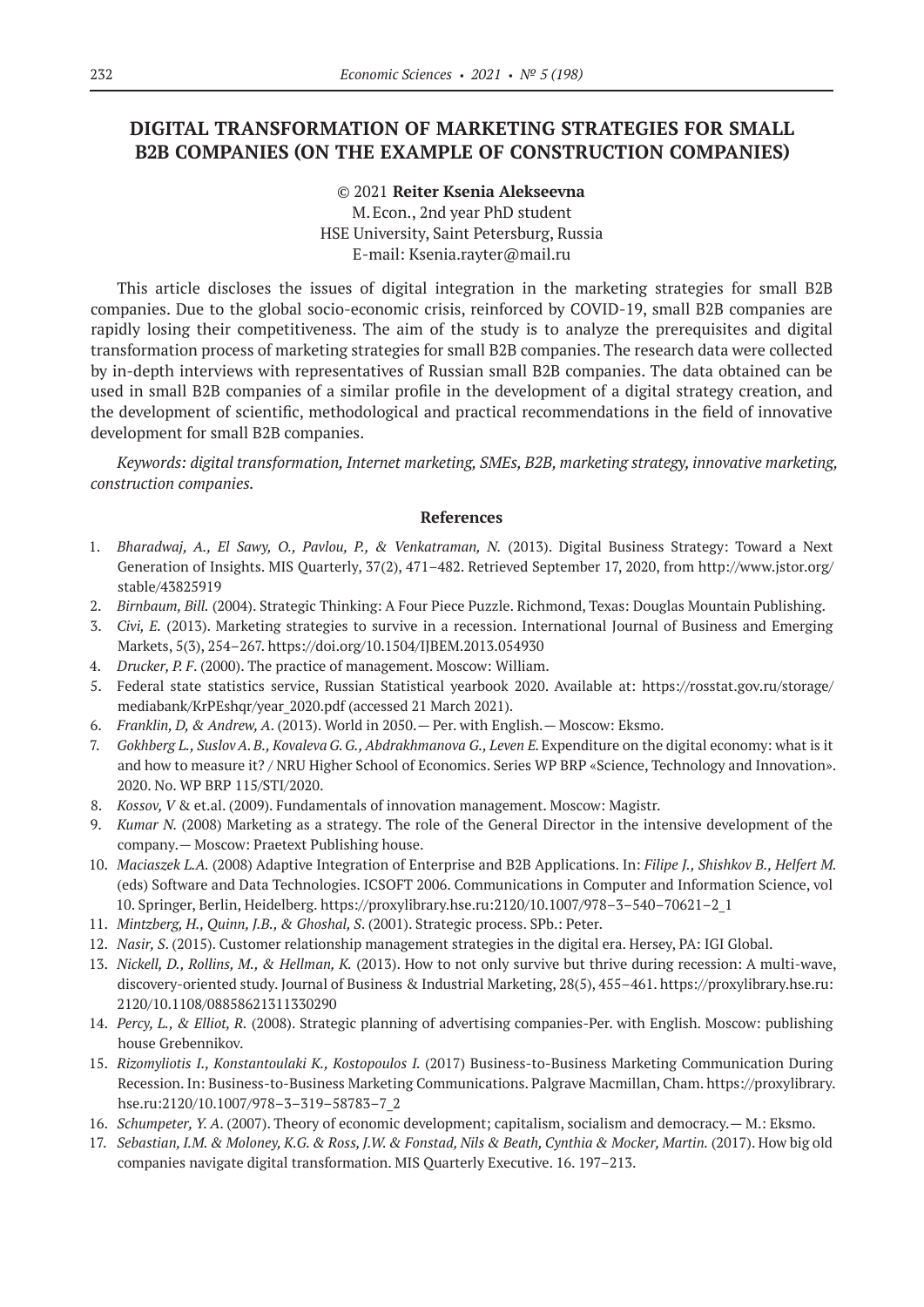## DIGITAL TRANSFORMATION OF MARKETING STRATEGIES FOR SMALL B2B COMPANIES (ON THE EXAMPLE OF CONSTRUCTION COMPANIES)

© 2021 **Reiter Ksenia Alekseevna**
M. Econ., 2nd year PhD student
HSE University, Saint Petersburg, Russia
E-mail: Ksenia.rayter@mail.ru

This article discloses the issues of digital integration in the marketing strategies for small B2B companies. Due to the global socio-economic crisis, reinforced by COVID-19, small B2B companies are rapidly losing their competitiveness. The aim of the study is to analyze the prerequisites and digital transformation process of marketing strategies for small B2B companies. The research data were collected by in-depth interviews with representatives of Russian small B2B companies. The data obtained can be used in small B2B companies of a similar profile in the development of a digital strategy creation, and the development of scientific, methodological and practical recommendations in the field of innovative development for small B2B companies.

*Keywords: digital transformation, Internet marketing, SMEs, B2B, marketing strategy, innovative marketing, construction companies.*

### References

1. *Bharadwaj, A., El Sawy, O., Pavlou, P., & Venkatraman, N.* (2013). Digital Business Strategy: Toward a Next Generation of Insights. MIS Quarterly, 37(2), 471–482. Retrieved September 17, 2020, from http://www.jstor.org/stable/43825919
2. *Birnbaum, Bill.* (2004). Strategic Thinking: A Four Piece Puzzle. Richmond, Texas: Douglas Mountain Publishing.
3. *Civi, E.* (2013). Marketing strategies to survive in a recession. International Journal of Business and Emerging Markets, 5(3), 254–267. https://doi.org/10.1504/IJBEM.2013.054930
4. *Drucker, P. F.* (2000). The practice of management. Moscow: William.
5. Federal state statistics service, Russian Statistical yearbook 2020. Available at: https://rosstat.gov.ru/storage/mediabank/KrPEshqr/year_2020.pdf (accessed 21 March 2021).
6. *Franklin, D, & Andrew, A.* (2013). World in 2050.— Per. with English.— Moscow: Eksmo.
7. *Gokhberg L., Suslov A. B., Kovaleva G. G., Abdrakhmanova G., Leven E.* Expenditure on the digital economy: what is it and how to measure it? / NRU Higher School of Economics. Series WP BRP «Science, Technology and Innovation». 2020. No. WP BRP 115/STI/2020.
8. *Kossov, V* & et.al. (2009). Fundamentals of innovation management. Moscow: Magistr.
9. *Kumar N.* (2008) Marketing as a strategy. The role of the General Director in the intensive development of the company.— Moscow: Praetext Publishing house.
10. *Maciaszek L.A.* (2008) Adaptive Integration of Enterprise and B2B Applications. In: *Filipe J., Shishkov B., Helfert M.* (eds) Software and Data Technologies. ICSOFT 2006. Communications in Computer and Information Science, vol 10. Springer, Berlin, Heidelberg. https://proxylibrary.hse.ru:2120/10.1007/978–3–540–70621–2_1
11. *Mintzberg, H., Quinn, J.B., & Ghoshal, S.* (2001). Strategic process. SPb.: Peter.
12. *Nasir, S.* (2015). Customer relationship management strategies in the digital era. Hersey, PA: IGI Global.
13. *Nickell, D., Rollins, M., & Hellman, K.* (2013). How to not only survive but thrive during recession: A multi-wave, discovery-oriented study. Journal of Business & Industrial Marketing, 28(5), 455–461. https://proxylibrary.hse.ru:2120/10.1108/08858621311330290
14. *Percy, L., & Elliot, R.* (2008). Strategic planning of advertising companies-Per. with English. Moscow: publishing house Grebennikov.
15. *Rizomyliotis I., Konstantoulaki K., Kostopoulos I.* (2017) Business-to-Business Marketing Communication During Recession. In: Business-to-Business Marketing Communications. Palgrave Macmillan, Cham. https://proxylibrary.hse.ru:2120/10.1007/978–3–319–58783–7_2
16. *Schumpeter, Y. A.* (2007). Theory of economic development; capitalism, socialism and democracy.— M.: Eksmo.
17. *Sebastian, I.M. & Moloney, K.G. & Ross, J.W. & Fonstad, Nils & Beath, Cynthia & Mocker, Martin.* (2017). How big old companies navigate digital transformation. MIS Quarterly Executive. 16. 197–213.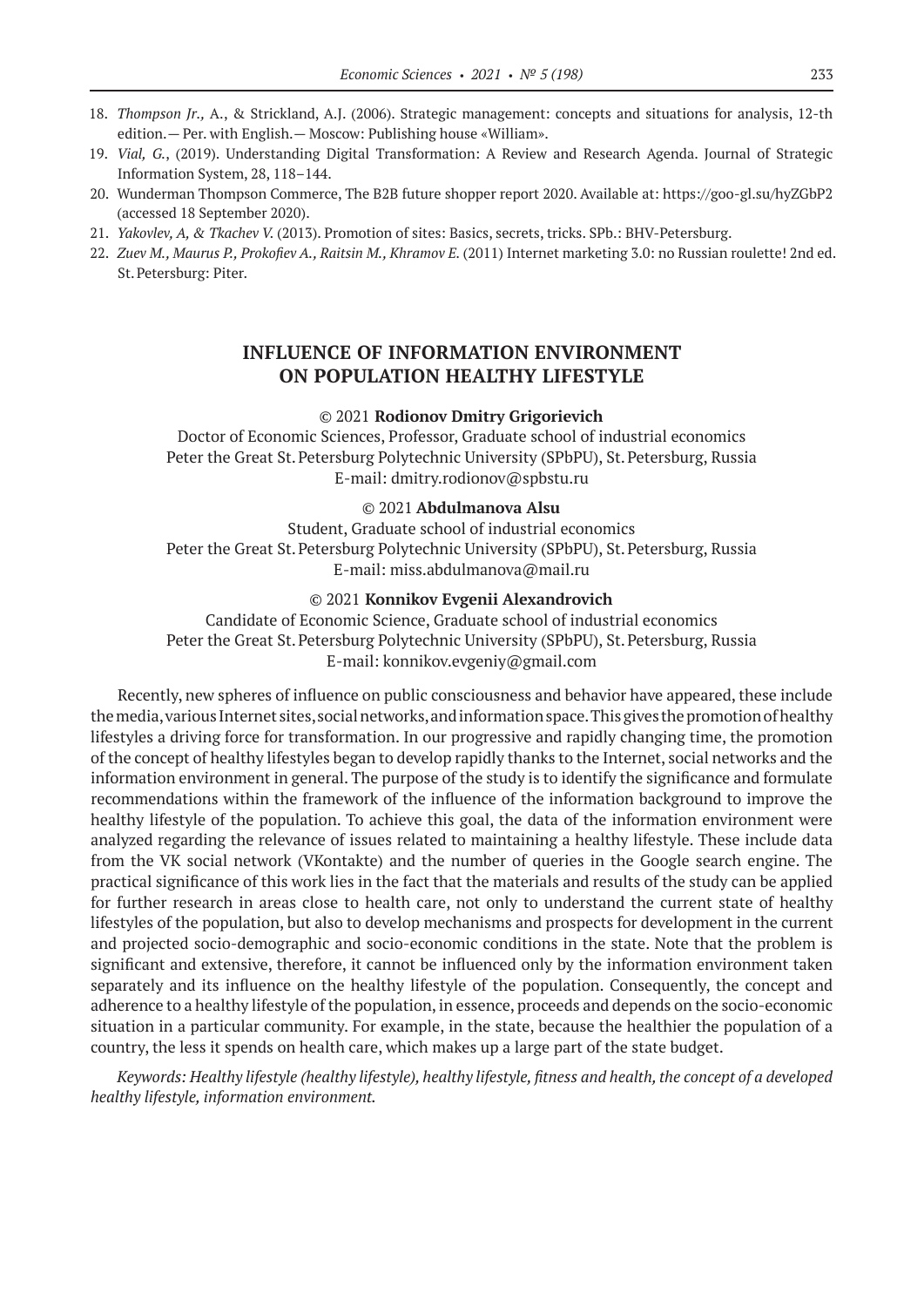18. *Thompson Jr.,* A., & Strickland, A.J. (2006). Strategic management: concepts and situations for analysis, 12-th edition.— Per. with English.— Moscow: Publishing house «William».
19. *Vial, G.*, (2019). Understanding Digital Transformation: A Review and Research Agenda. Journal of Strategic Information System, 28, 118–144.
20. Wunderman Thompson Commerce, The B2B future shopper report 2020. Available at: https://goo-gl.su/hyZGbP2 (accessed 18 September 2020).
21. *Yakovlev, A, & Tkachev V.* (2013). Promotion of sites: Basics, secrets, tricks. SPb.: BHV-Petersburg.
22. *Zuev M., Maurus P., Prokofiev A., Raitsin M., Khramov E.* (2011) Internet marketing 3.0: no Russian roulette! 2nd ed. St. Petersburg: Piter.

# INFLUENCE OF INFORMATION ENVIRONMENT ON POPULATION HEALTHY LIFESTYLE

© 2021 **Rodionov Dmitry Grigorievich**

Doctor of Economic Sciences, Professor, Graduate school of industrial economics
Peter the Great St. Petersburg Polytechnic University (SPbPU), St. Petersburg, Russia
E-mail: dmitry.rodionov@spbstu.ru

© 2021 **Abdulmanova Alsu**

Student, Graduate school of industrial economics
Peter the Great St. Petersburg Polytechnic University (SPbPU), St. Petersburg, Russia
E-mail: miss.abdulmanova@mail.ru

© 2021 **Konnikov Evgenii Alexandrovich**

Candidate of Economic Science, Graduate school of industrial economics
Peter the Great St. Petersburg Polytechnic University (SPbPU), St. Petersburg, Russia
E-mail: konnikov.evgeniy@gmail.com

Recently, new spheres of influence on public consciousness and behavior have appeared, these include the media, various Internet sites, social networks, and information space. This gives the promotion of healthy lifestyles a driving force for transformation. In our progressive and rapidly changing time, the promotion of the concept of healthy lifestyles began to develop rapidly thanks to the Internet, social networks and the information environment in general. The purpose of the study is to identify the significance and formulate recommendations within the framework of the influence of the information background to improve the healthy lifestyle of the population. To achieve this goal, the data of the information environment were analyzed regarding the relevance of issues related to maintaining a healthy lifestyle. These include data from the VK social network (VKontakte) and the number of queries in the Google search engine. The practical significance of this work lies in the fact that the materials and results of the study can be applied for further research in areas close to health care, not only to understand the current state of healthy lifestyles of the population, but also to develop mechanisms and prospects for development in the current and projected socio-demographic and socio-economic conditions in the state. Note that the problem is significant and extensive, therefore, it cannot be influenced only by the information environment taken separately and its influence on the healthy lifestyle of the population. Consequently, the concept and adherence to a healthy lifestyle of the population, in essence, proceeds and depends on the socio-economic situation in a particular community. For example, in the state, because the healthier the population of a country, the less it spends on health care, which makes up a large part of the state budget.

*Keywords: Healthy lifestyle (healthy lifestyle), healthy lifestyle, fitness and health, the concept of a developed healthy lifestyle, information environment.*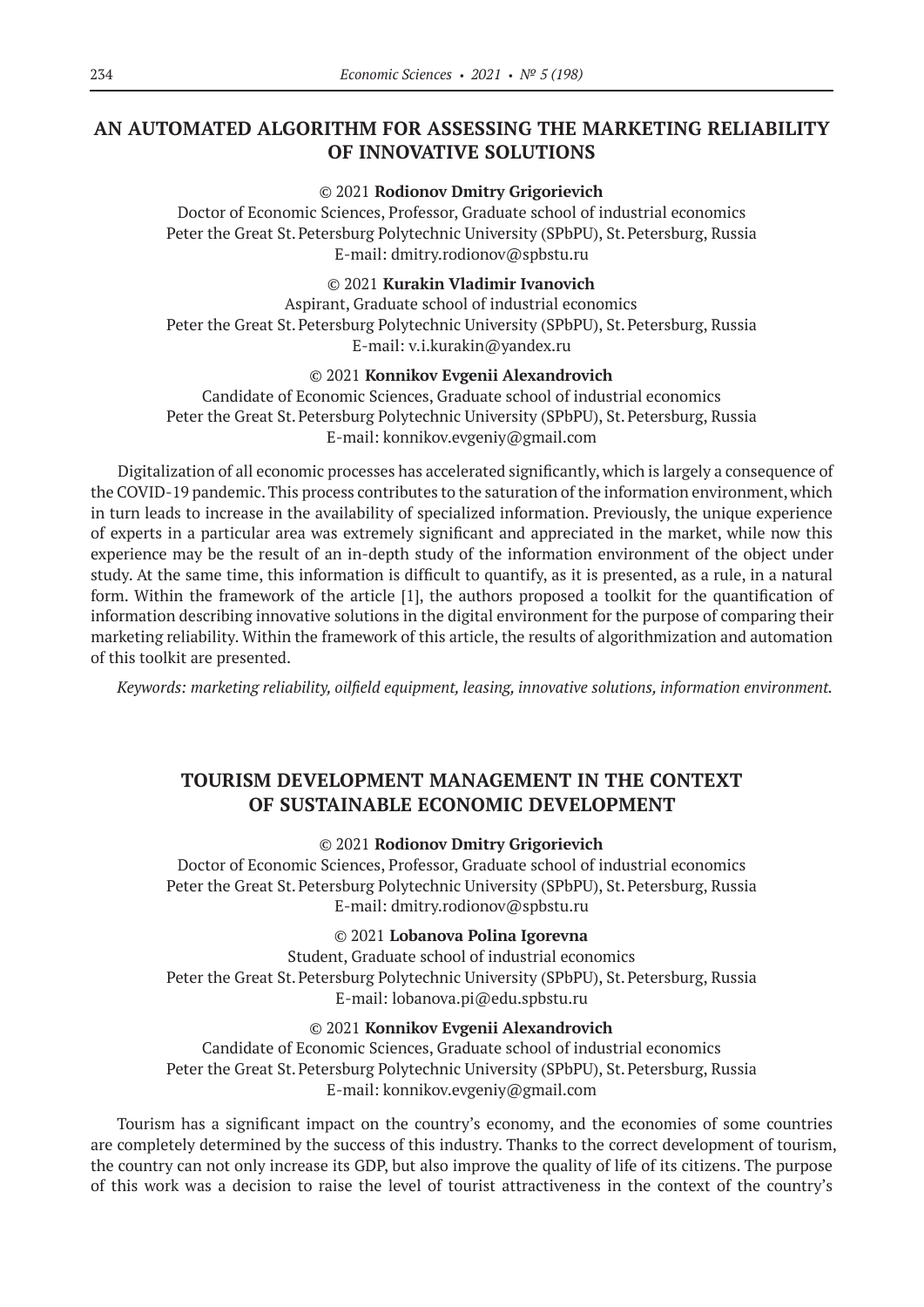## AN AUTOMATED ALGORITHM FOR ASSESSING THE MARKETING RELIABILITY OF INNOVATIVE SOLUTIONS

© 2021 **Rodionov Dmitry Grigorievich**
Doctor of Economic Sciences, Professor, Graduate school of industrial economics
Peter the Great St. Petersburg Polytechnic University (SPbPU), St. Petersburg, Russia
E-mail: dmitry.rodionov@spbstu.ru

© 2021 **Kurakin Vladimir Ivanovich**
Aspirant, Graduate school of industrial economics
Peter the Great St. Petersburg Polytechnic University (SPbPU), St. Petersburg, Russia
E-mail: v.i.kurakin@yandex.ru

© 2021 **Konnikov Evgenii Alexandrovich**
Candidate of Economic Sciences, Graduate school of industrial economics
Peter the Great St. Petersburg Polytechnic University (SPbPU), St. Petersburg, Russia
E-mail: konnikov.evgeniy@gmail.com

Digitalization of all economic processes has accelerated significantly, which is largely a consequence of the COVID-19 pandemic. This process contributes to the saturation of the information environment, which in turn leads to increase in the availability of specialized information. Previously, the unique experience of experts in a particular area was extremely significant and appreciated in the market, while now this experience may be the result of an in-depth study of the information environment of the object under study. At the same time, this information is difficult to quantify, as it is presented, as a rule, in a natural form. Within the framework of the article [1], the authors proposed a toolkit for the quantification of information describing innovative solutions in the digital environment for the purpose of comparing their marketing reliability. Within the framework of this article, the results of algorithmization and automation of this toolkit are presented.

*Keywords: marketing reliability, oilfield equipment, leasing, innovative solutions, information environment.*

## TOURISM DEVELOPMENT MANAGEMENT IN THE CONTEXT OF SUSTAINABLE ECONOMIC DEVELOPMENT

© 2021 **Rodionov Dmitry Grigorievich**
Doctor of Economic Sciences, Professor, Graduate school of industrial economics
Peter the Great St. Petersburg Polytechnic University (SPbPU), St. Petersburg, Russia
E-mail: dmitry.rodionov@spbstu.ru

© 2021 **Lobanova Polina Igorevna**
Student, Graduate school of industrial economics
Peter the Great St. Petersburg Polytechnic University (SPbPU), St. Petersburg, Russia
E-mail: lobanova.pi@edu.spbstu.ru

© 2021 **Konnikov Evgenii Alexandrovich**
Candidate of Economic Sciences, Graduate school of industrial economics
Peter the Great St. Petersburg Polytechnic University (SPbPU), St. Petersburg, Russia
E-mail: konnikov.evgeniy@gmail.com

Tourism has a significant impact on the country's economy, and the economies of some countries are completely determined by the success of this industry. Thanks to the correct development of tourism, the country can not only increase its GDP, but also improve the quality of life of its citizens. The purpose of this work was a decision to raise the level of tourist attractiveness in the context of the country's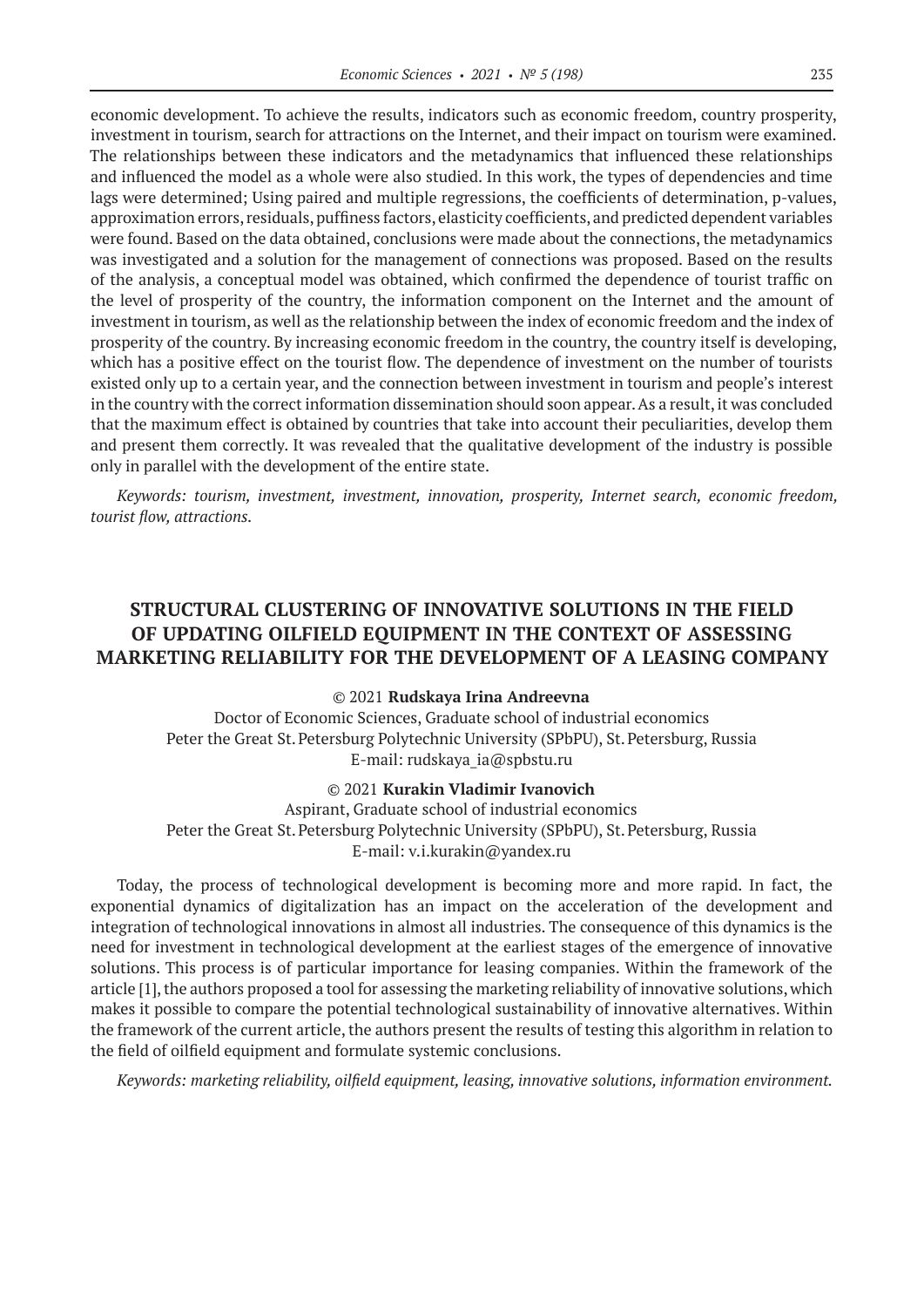economic development. To achieve the results, indicators such as economic freedom, country prosperity, investment in tourism, search for attractions on the Internet, and their impact on tourism were examined. The relationships between these indicators and the metadynamics that influenced these relationships and influenced the model as a whole were also studied. In this work, the types of dependencies and time lags were determined; Using paired and multiple regressions, the coefficients of determination, p-values, approximation errors, residuals, puffiness factors, elasticity coefficients, and predicted dependent variables were found. Based on the data obtained, conclusions were made about the connections, the metadynamics was investigated and a solution for the management of connections was proposed. Based on the results of the analysis, a conceptual model was obtained, which confirmed the dependence of tourist traffic on the level of prosperity of the country, the information component on the Internet and the amount of investment in tourism, as well as the relationship between the index of economic freedom and the index of prosperity of the country. By increasing economic freedom in the country, the country itself is developing, which has a positive effect on the tourist flow. The dependence of investment on the number of tourists existed only up to a certain year, and the connection between investment in tourism and people's interest in the country with the correct information dissemination should soon appear. As a result, it was concluded that the maximum effect is obtained by countries that take into account their peculiarities, develop them and present them correctly. It was revealed that the qualitative development of the industry is possible only in parallel with the development of the entire state.

*Keywords: tourism, investment, investment, innovation, prosperity, Internet search, economic freedom, tourist flow, attractions.*

## STRUCTURAL CLUSTERING OF INNOVATIVE SOLUTIONS IN THE FIELD OF UPDATING OILFIELD EQUIPMENT IN THE CONTEXT OF ASSESSING MARKETING RELIABILITY FOR THE DEVELOPMENT OF A LEASING COMPANY

© 2021 **Rudskaya Irina Andreevna**
Doctor of Economic Sciences, Graduate school of industrial economics
Peter the Great St. Petersburg Polytechnic University (SPbPU), St. Petersburg, Russia
E-mail: rudskaya_ia@spbstu.ru

© 2021 **Kurakin Vladimir Ivanovich**
Aspirant, Graduate school of industrial economics
Peter the Great St. Petersburg Polytechnic University (SPbPU), St. Petersburg, Russia
E-mail: v.i.kurakin@yandex.ru

Today, the process of technological development is becoming more and more rapid. In fact, the exponential dynamics of digitalization has an impact on the acceleration of the development and integration of technological innovations in almost all industries. The consequence of this dynamics is the need for investment in technological development at the earliest stages of the emergence of innovative solutions. This process is of particular importance for leasing companies. Within the framework of the article [1], the authors proposed a tool for assessing the marketing reliability of innovative solutions, which makes it possible to compare the potential technological sustainability of innovative alternatives. Within the framework of the current article, the authors present the results of testing this algorithm in relation to the field of oilfield equipment and formulate systemic conclusions.

*Keywords: marketing reliability, oilfield equipment, leasing, innovative solutions, information environment.*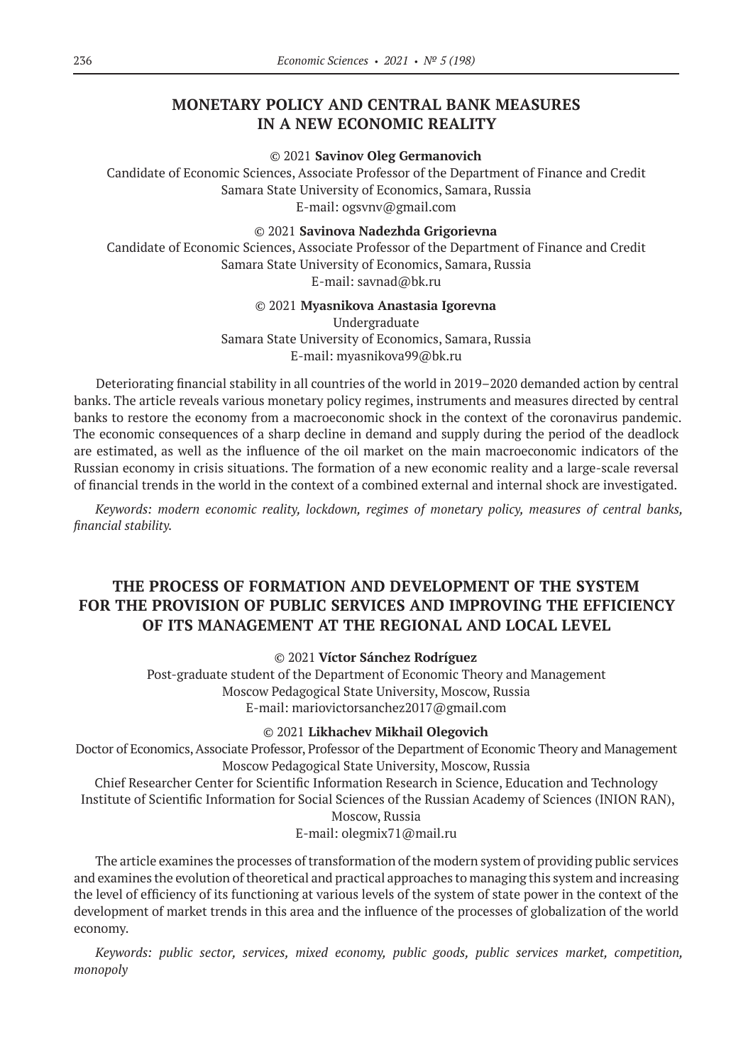## MONETARY POLICY AND CENTRAL BANK MEASURES IN A NEW ECONOMIC REALITY

© 2021 **Savinov Oleg Germanovich**
Candidate of Economic Sciences, Associate Professor of the Department of Finance and Credit
Samara State University of Economics, Samara, Russia
E-mail: ogsvnv@gmail.com

© 2021 **Savinova Nadezhda Grigorievna**
Candidate of Economic Sciences, Associate Professor of the Department of Finance and Credit
Samara State University of Economics, Samara, Russia
E-mail: savnad@bk.ru

© 2021 **Myasnikova Anastasia Igorevna**
Undergraduate
Samara State University of Economics, Samara, Russia
E-mail: myasnikova99@bk.ru

Deteriorating financial stability in all countries of the world in 2019–2020 demanded action by central banks. The article reveals various monetary policy regimes, instruments and measures directed by central banks to restore the economy from a macroeconomic shock in the context of the coronavirus pandemic. The economic consequences of a sharp decline in demand and supply during the period of the deadlock are estimated, as well as the influence of the oil market on the main macroeconomic indicators of the Russian economy in crisis situations. The formation of a new economic reality and a large-scale reversal of financial trends in the world in the context of a combined external and internal shock are investigated.

*Keywords: modern economic reality, lockdown, regimes of monetary policy, measures of central banks, financial stability.*

## THE PROCESS OF FORMATION AND DEVELOPMENT OF THE SYSTEM FOR THE PROVISION OF PUBLIC SERVICES AND IMPROVING THE EFFICIENCY OF ITS MANAGEMENT AT THE REGIONAL AND LOCAL LEVEL

© 2021 **Víctor Sánchez Rodríguez**
Post-graduate student of the Department of Economic Theory and Management
Moscow Pedagogical State University, Moscow, Russia
E-mail: mariovictorsanchez2017@gmail.com

© 2021 **Likhachev Mikhail Olegovich**
Doctor of Economics, Associate Professor, Professor of the Department of Economic Theory and Management
Moscow Pedagogical State University, Moscow, Russia
Chief Researcher Center for Scientific Information Research in Science, Education and Technology
Institute of Scientific Information for Social Sciences of the Russian Academy of Sciences (INION RAN), Moscow, Russia
E-mail: olegmix71@mail.ru

The article examines the processes of transformation of the modern system of providing public services and examines the evolution of theoretical and practical approaches to managing this system and increasing the level of efficiency of its functioning at various levels of the system of state power in the context of the development of market trends in this area and the influence of the processes of globalization of the world economy.

*Keywords: public sector, services, mixed economy, public goods, public services market, competition, monopoly*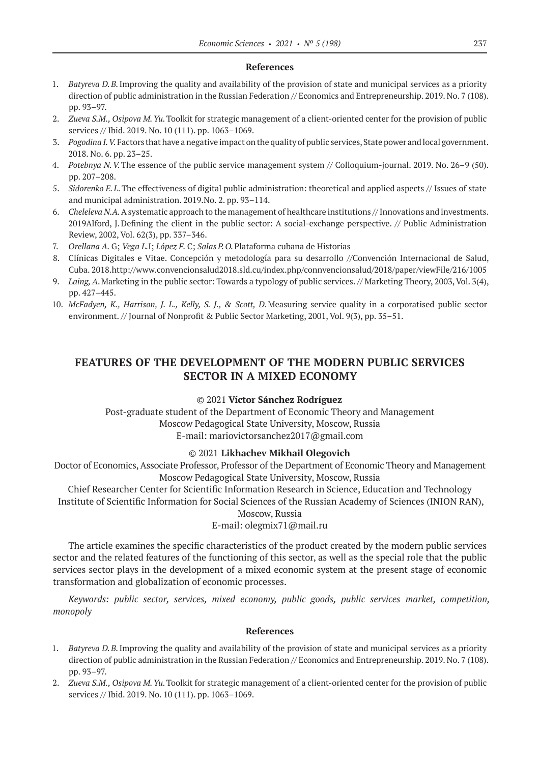### References

1. *Batyreva D. B.* Improving the quality and availability of the provision of state and municipal services as a priority direction of public administration in the Russian Federation // Economics and Entrepreneurship. 2019. No. 7 (108). pp. 93–97.
2. *Zueva S.M., Osipova M. Yu.* Toolkit for strategic management of a client-oriented center for the provision of public services // Ibid. 2019. No. 10 (111). pp. 1063–1069.
3. *Pogodina I. V.* Factors that have a negative impact on the quality of public services, State power and local government. 2018. No. 6. pp. 23–25.
4. *Potebnya N. V.* The essence of the public service management system // Colloquium-journal. 2019. No. 26–9 (50). pp. 207–208.
5. *Sidorenko E. L.* The effectiveness of digital public administration: theoretical and applied aspects // Issues of state and municipal administration. 2019.No. 2. pp. 93–114.
6. *Cheleleva N.A.* A systematic approach to the management of healthcare institutions // Innovations and investments. 2019Alford, J. Defining the client in the public sector: A social-exchange perspective. // Public Administration Review, 2002, Vol. 62(3), pp. 337–346.
7. *Orellana A.* G; *Vega L.*I; *López F.* C; *Salas P. O.* Plataforma cubana de Historias
8. Clínicas Digitales e Vitae. Concepción y metodología para su desarrollo //Convención Internacional de Salud, Cuba. 2018.http://www.convencionsalud2018.sld.cu/index.php/connvencionsalud/2018/paper/viewFile/216/1005
9. *Laing, A.* Marketing in the public sector: Towards a typology of public services. // Marketing Theory, 2003, Vol. 3(4), pp. 427–445.
10. *McFadyen, K., Harrison, J. L., Kelly, S. J., & Scott, D.* Measuring service quality in a corporatised public sector environment. // Journal of Nonprofit & Public Sector Marketing, 2001, Vol. 9(3), pp. 35–51.

## FEATURES OF THE DEVELOPMENT OF THE MODERN PUBLIC SERVICES SECTOR IN A MIXED ECONOMY

© 2021 **Víctor Sánchez Rodríguez**

Post-graduate student of the Department of Economic Theory and Management
Moscow Pedagogical State University, Moscow, Russia
E-mail: mariovictorsanchez2017@gmail.com

© 2021 **Likhachev Mikhail Olegovich**

Doctor of Economics, Associate Professor, Professor of the Department of Economic Theory and Management
Moscow Pedagogical State University, Moscow, Russia
Chief Researcher Center for Scientific Information Research in Science, Education and Technology
Institute of Scientific Information for Social Sciences of the Russian Academy of Sciences (INION RAN), Moscow, Russia
E-mail: olegmix71@mail.ru

The article examines the specific characteristics of the product created by the modern public services sector and the related features of the functioning of this sector, as well as the special role that the public services sector plays in the development of a mixed economic system at the present stage of economic transformation and globalization of economic processes.

*Keywords: public sector, services, mixed economy, public goods, public services market, competition, monopoly*

### References

1. *Batyreva D. B.* Improving the quality and availability of the provision of state and municipal services as a priority direction of public administration in the Russian Federation // Economics and Entrepreneurship. 2019. No. 7 (108). pp. 93–97.
2. *Zueva S.M., Osipova M. Yu.* Toolkit for strategic management of a client-oriented center for the provision of public services // Ibid. 2019. No. 10 (111). pp. 1063–1069.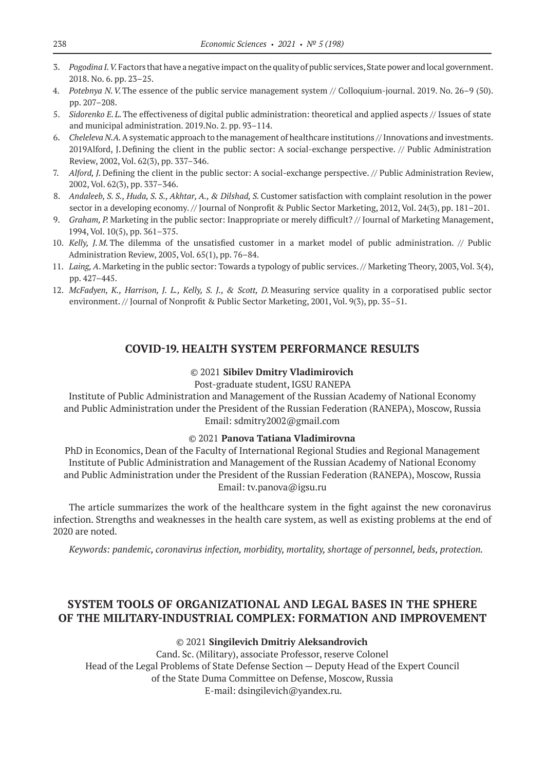3. *Pogodina I. V.* Factors that have a negative impact on the quality of public services, State power and local government. 2018. No. 6. pp. 23–25.
4. *Potebnya N. V.* The essence of the public service management system // Colloquium-journal. 2019. No. 26–9 (50). pp. 207–208.
5. *Sidorenko E. L.* The effectiveness of digital public administration: theoretical and applied aspects // Issues of state and municipal administration. 2019.No. 2. pp. 93–114.
6. *Cheleleva N.A.* A systematic approach to the management of healthcare institutions // Innovations and investments. 2019Alford, J. Defining the client in the public sector: A social-exchange perspective. // Public Administration Review, 2002, Vol. 62(3), pp. 337–346.
7. *Alford, J.* Defining the client in the public sector: A social-exchange perspective. // Public Administration Review, 2002, Vol. 62(3), pp. 337–346.
8. *Andaleeb, S. S., Huda, S. S., Akhtar, A., & Dilshad, S.* Customer satisfaction with complaint resolution in the power sector in a developing economy. // Journal of Nonprofit & Public Sector Marketing, 2012, Vol. 24(3), pp. 181–201.
9. *Graham, P.* Marketing in the public sector: Inappropriate or merely difficult? // Journal of Marketing Management, 1994, Vol. 10(5), pp. 361–375.
10. *Kelly, J. M.* The dilemma of the unsatisfied customer in a market model of public administration. // Public Administration Review, 2005, Vol. 65(1), pp. 76–84.
11. *Laing, A.* Marketing in the public sector: Towards a typology of public services. // Marketing Theory, 2003, Vol. 3(4), pp. 427–445.
12. *McFadyen, K., Harrison, J. L., Kelly, S. J., & Scott, D.* Measuring service quality in a corporatised public sector environment. // Journal of Nonprofit & Public Sector Marketing, 2001, Vol. 9(3), pp. 35–51.

## COVID-19. HEALTH SYSTEM PERFORMANCE RESULTS

© 2021 **Sibilev Dmitry Vladimirovich**
Post-graduate student, IGSU RANEPA
Institute of Public Administration and Management of the Russian Academy of National Economy and Public Administration under the President of the Russian Federation (RANEPA), Moscow, Russia
Email: sdmitry2002@gmail.com

© 2021 **Panova Tatiana Vladimirovna**
PhD in Economics, Dean of the Faculty of International Regional Studies and Regional Management Institute of Public Administration and Management of the Russian Academy of National Economy and Public Administration under the President of the Russian Federation (RANEPA), Moscow, Russia
Email: tv.panova@igsu.ru

The article summarizes the work of the healthcare system in the fight against the new coronavirus infection. Strengths and weaknesses in the health care system, as well as existing problems at the end of 2020 are noted.

*Keywords: pandemic, coronavirus infection, morbidity, mortality, shortage of personnel, beds, protection.*

## SYSTEM TOOLS OF ORGANIZATIONAL AND LEGAL BASES IN THE SPHERE OF THE MILITARY-INDUSTRIAL COMPLEX: FORMATION AND IMPROVEMENT

© 2021 **Singilevich Dmitriy Aleksandrovich**
Cand. Sc. (Military), associate Professor, reserve Colonel
Head of the Legal Problems of State Defense Section — Deputy Head of the Expert Council of the State Duma Committee on Defense, Moscow, Russia
E-mail: dsingilevich@yandex.ru.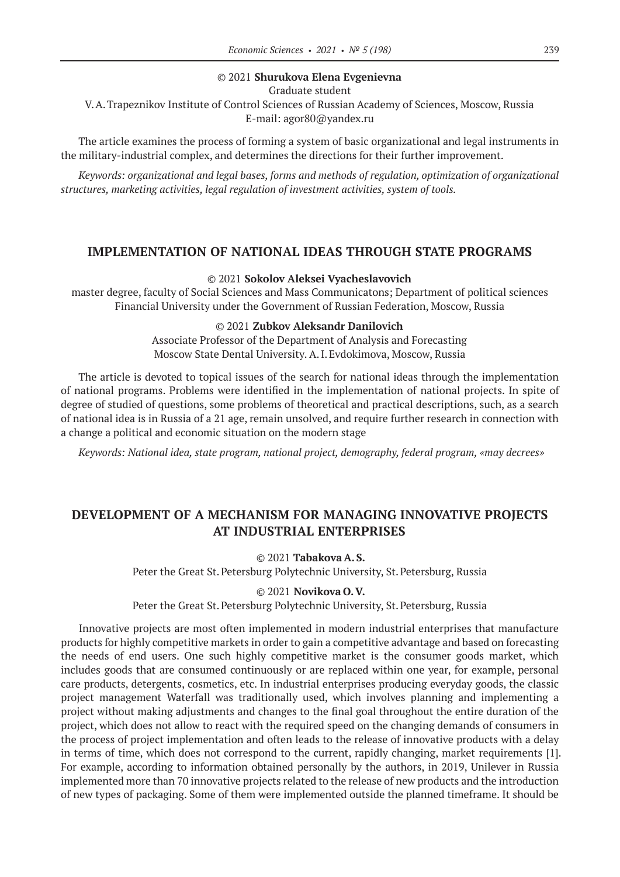© 2021 **Shurukova Elena Evgenievna**
Graduate student
V. A. Trapeznikov Institute of Control Sciences of Russian Academy of Sciences, Moscow, Russia
E-mail: agor80@yandex.ru

The article examines the process of forming a system of basic organizational and legal instruments in the military-industrial complex, and determines the directions for their further improvement.

*Keywords: organizational and legal bases, forms and methods of regulation, optimization of organizational structures, marketing activities, legal regulation of investment activities, system of tools.*

## IMPLEMENTATION OF NATIONAL IDEAS THROUGH STATE PROGRAMS

© 2021 **Sokolov Aleksei Vyacheslavovich**
master degree, faculty of Social Sciences and Mass Communicatons; Department of political sciences
Financial University under the Government of Russian Federation, Moscow, Russia

© 2021 **Zubkov Aleksandr Danilovich**
Associate Professor of the Department of Analysis and Forecasting
Moscow State Dental University. A. I. Evdokimova, Moscow, Russia

The article is devoted to topical issues of the search for national ideas through the implementation of national programs. Problems were identified in the implementation of national projects. In spite of degree of studied of questions, some problems of theoretical and practical descriptions, such, as a search of national idea is in Russia of a 21 age, remain unsolved, and require further research in connection with a change a political and economic situation on the modern stage

*Keywords: National idea, state program, national project, demography, federal program, «may decrees»*

## DEVELOPMENT OF A MECHANISM FOR MANAGING INNOVATIVE PROJECTS AT INDUSTRIAL ENTERPRISES

© 2021 **Tabakova A. S.**
Peter the Great St. Petersburg Polytechnic University, St. Petersburg, Russia

© 2021 **Novikova O. V.**
Peter the Great St. Petersburg Polytechnic University, St. Petersburg, Russia

Innovative projects are most often implemented in modern industrial enterprises that manufacture products for highly competitive markets in order to gain a competitive advantage and based on forecasting the needs of end users. One such highly competitive market is the consumer goods market, which includes goods that are consumed continuously or are replaced within one year, for example, personal care products, detergents, cosmetics, etc. In industrial enterprises producing everyday goods, the classic project management Waterfall was traditionally used, which involves planning and implementing a project without making adjustments and changes to the final goal throughout the entire duration of the project, which does not allow to react with the required speed on the changing demands of consumers in the process of project implementation and often leads to the release of innovative products with a delay in terms of time, which does not correspond to the current, rapidly changing, market requirements [1]. For example, according to information obtained personally by the authors, in 2019, Unilever in Russia implemented more than 70 innovative projects related to the release of new products and the introduction of new types of packaging. Some of them were implemented outside the planned timeframe. It should be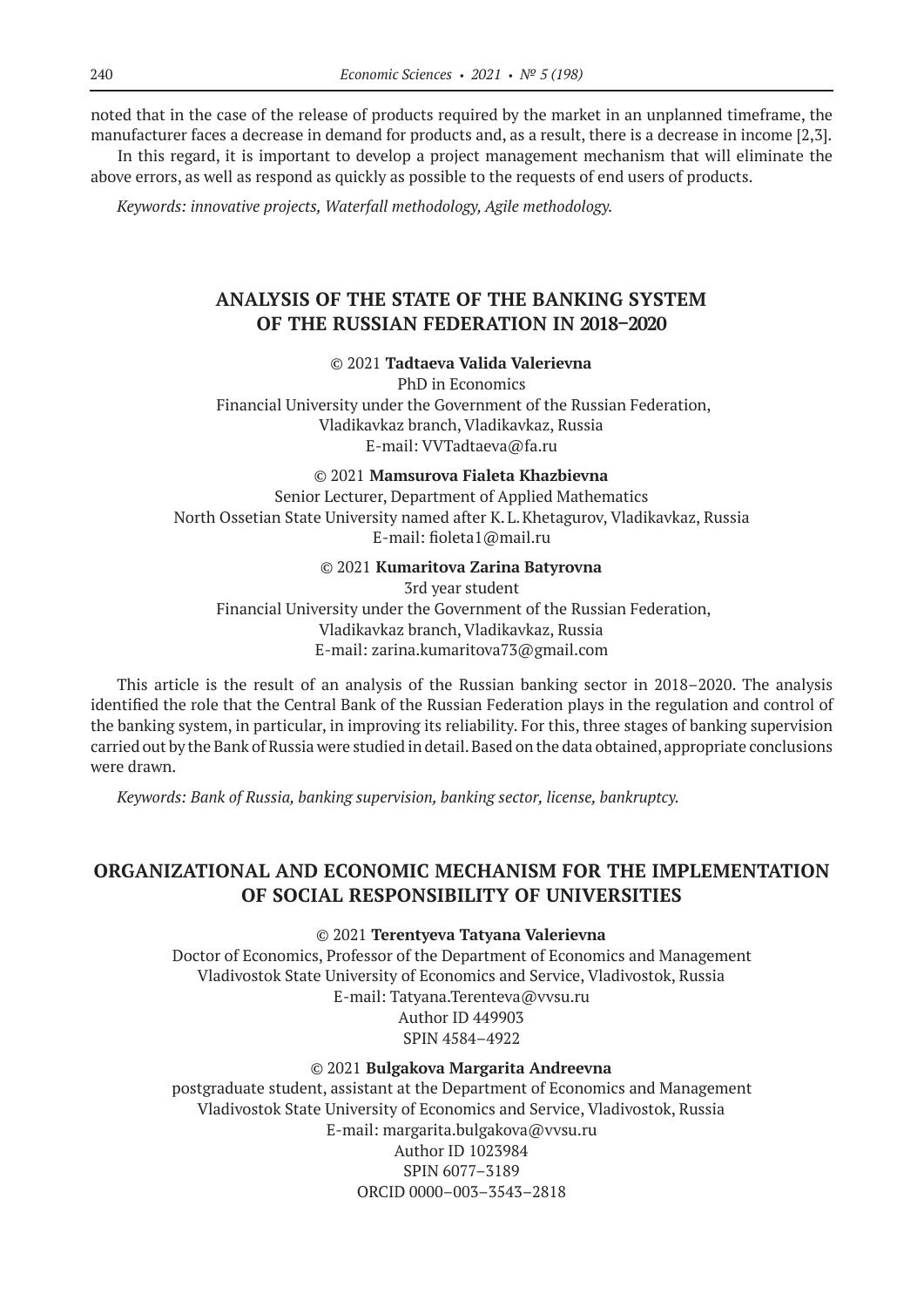noted that in the case of the release of products required by the market in an unplanned timeframe, the manufacturer faces a decrease in demand for products and, as a result, there is a decrease in income [2,3].

In this regard, it is important to develop a project management mechanism that will eliminate the above errors, as well as respond as quickly as possible to the requests of end users of products.

*Keywords: innovative projects, Waterfall methodology, Agile methodology.*

## ANALYSIS OF THE STATE OF THE BANKING SYSTEM OF THE RUSSIAN FEDERATION IN 2018–2020

© 2021 **Tadtaeva Valida Valerievna**
PhD in Economics
Financial University under the Government of the Russian Federation,
Vladikavkaz branch, Vladikavkaz, Russia
E-mail: VVTadtaeva@fa.ru

© 2021 **Mamsurova Fialeta Khazbievna**
Senior Lecturer, Department of Applied Mathematics
North Ossetian State University named after K. L. Khetagurov, Vladikavkaz, Russia
E-mail: fioleta1@mail.ru

© 2021 **Kumaritova Zarina Batyrovna**
3rd year student
Financial University under the Government of the Russian Federation,
Vladikavkaz branch, Vladikavkaz, Russia
E-mail: zarina.kumaritova73@gmail.com

This article is the result of an analysis of the Russian banking sector in 2018–2020. The analysis identified the role that the Central Bank of the Russian Federation plays in the regulation and control of the banking system, in particular, in improving its reliability. For this, three stages of banking supervision carried out by the Bank of Russia were studied in detail. Based on the data obtained, appropriate conclusions were drawn.

*Keywords: Bank of Russia, banking supervision, banking sector, license, bankruptcy.*

## ORGANIZATIONAL AND ECONOMIC MECHANISM FOR THE IMPLEMENTATION OF SOCIAL RESPONSIBILITY OF UNIVERSITIES

© 2021 **Terentyeva Tatyana Valerievna**
Doctor of Economics, Professor of the Department of Economics and Management
Vladivostok State University of Economics and Service, Vladivostok, Russia
E-mail: Tatyana.Terenteva@vvsu.ru
Author ID 449903
SPIN 4584–4922

© 2021 **Bulgakova Margarita Andreevna**
postgraduate student, assistant at the Department of Economics and Management
Vladivostok State University of Economics and Service, Vladivostok, Russia
E-mail: margarita.bulgakova@vvsu.ru
Author ID 1023984
SPIN 6077–3189
ORCID 0000–003–3543–2818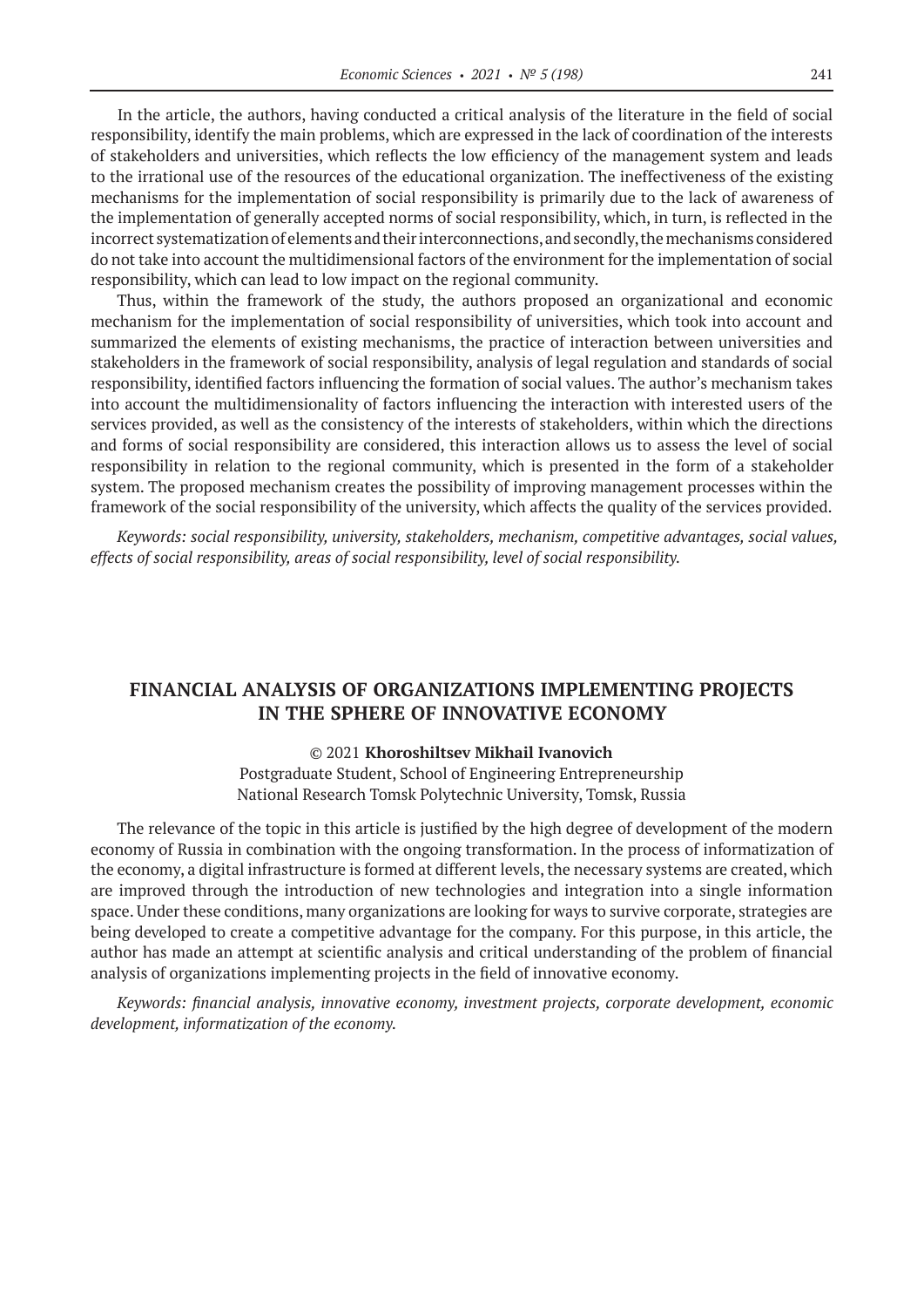In the article, the authors, having conducted a critical analysis of the literature in the field of social responsibility, identify the main problems, which are expressed in the lack of coordination of the interests of stakeholders and universities, which reflects the low efficiency of the management system and leads to the irrational use of the resources of the educational organization. The ineffectiveness of the existing mechanisms for the implementation of social responsibility is primarily due to the lack of awareness of the implementation of generally accepted norms of social responsibility, which, in turn, is reflected in the incorrect systematization of elements and their interconnections, and secondly, the mechanisms considered do not take into account the multidimensional factors of the environment for the implementation of social responsibility, which can lead to low impact on the regional community.

Thus, within the framework of the study, the authors proposed an organizational and economic mechanism for the implementation of social responsibility of universities, which took into account and summarized the elements of existing mechanisms, the practice of interaction between universities and stakeholders in the framework of social responsibility, analysis of legal regulation and standards of social responsibility, identified factors influencing the formation of social values. The author's mechanism takes into account the multidimensionality of factors influencing the interaction with interested users of the services provided, as well as the consistency of the interests of stakeholders, within which the directions and forms of social responsibility are considered, this interaction allows us to assess the level of social responsibility in relation to the regional community, which is presented in the form of a stakeholder system. The proposed mechanism creates the possibility of improving management processes within the framework of the social responsibility of the university, which affects the quality of the services provided.

*Keywords: social responsibility, university, stakeholders, mechanism, competitive advantages, social values, effects of social responsibility, areas of social responsibility, level of social responsibility.*

## FINANCIAL ANALYSIS OF ORGANIZATIONS IMPLEMENTING PROJECTS IN THE SPHERE OF INNOVATIVE ECONOMY

© 2021 **Khoroshiltsev Mikhail Ivanovich**
Postgraduate Student, School of Engineering Entrepreneurship
National Research Tomsk Polytechnic University, Tomsk, Russia

The relevance of the topic in this article is justified by the high degree of development of the modern economy of Russia in combination with the ongoing transformation. In the process of informatization of the economy, a digital infrastructure is formed at different levels, the necessary systems are created, which are improved through the introduction of new technologies and integration into a single information space. Under these conditions, many organizations are looking for ways to survive corporate, strategies are being developed to create a competitive advantage for the company. For this purpose, in this article, the author has made an attempt at scientific analysis and critical understanding of the problem of financial analysis of organizations implementing projects in the field of innovative economy.

*Keywords: financial analysis, innovative economy, investment projects, corporate development, economic development, informatization of the economy.*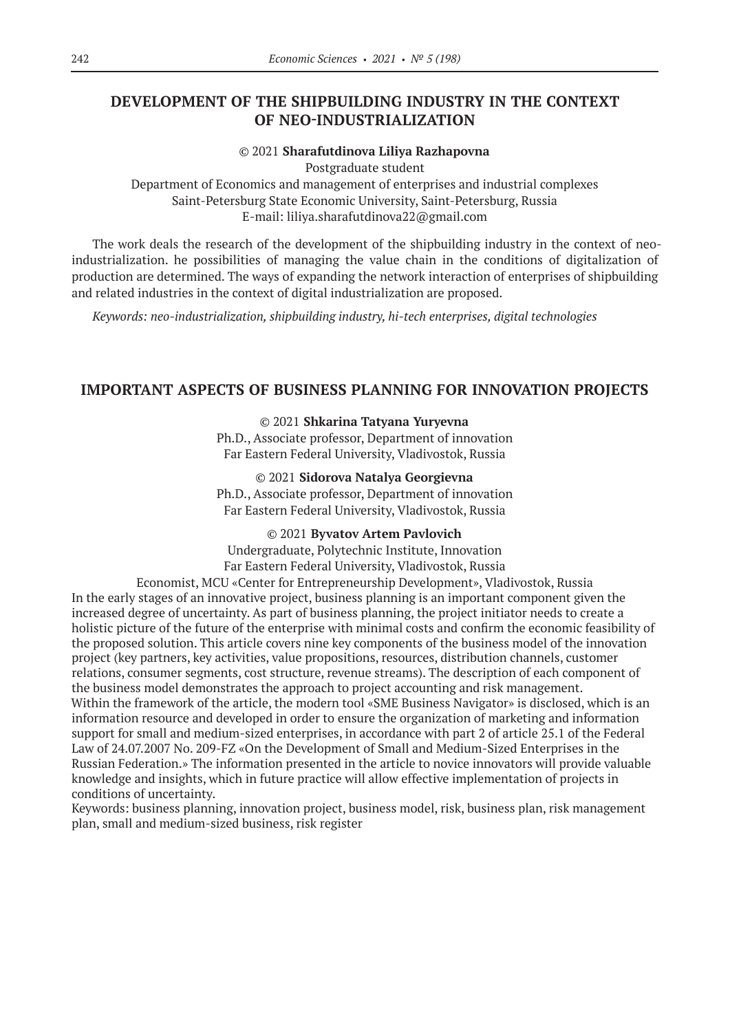## DEVELOPMENT OF THE SHIPBUILDING INDUSTRY IN THE CONTEXT OF NEO-INDUSTRIALIZATION

© 2021 **Sharafutdinova Liliya Razhapovna**
Postgraduate student
Department of Economics and management of enterprises and industrial complexes
Saint-Petersburg State Economic University, Saint-Petersburg, Russia
E-mail: liliya.sharafutdinova22@gmail.com

The work deals the research of the development of the shipbuilding industry in the context of neo-industrialization. he possibilities of managing the value chain in the conditions of digitalization of production are determined. The ways of expanding the network interaction of enterprises of shipbuilding and related industries in the context of digital industrialization are proposed.

*Keywords: neo-industrialization, shipbuilding industry, hi-tech enterprises, digital technologies*

## IMPORTANT ASPECTS OF BUSINESS PLANNING FOR INNOVATION PROJECTS

© 2021 **Shkarina Tatyana Yuryevna**
Ph.D., Associate professor, Department of innovation
Far Eastern Federal University, Vladivostok, Russia

© 2021 **Sidorova Natalya Georgievna**
Ph.D., Associate professor, Department of innovation
Far Eastern Federal University, Vladivostok, Russia

© 2021 **Byvatov Artem Pavlovich**
Undergraduate, Polytechnic Institute, Innovation
Far Eastern Federal University, Vladivostok, Russia
Economist, MCU «Center for Entrepreneurship Development», Vladivostok, Russia

In the early stages of an innovative project, business planning is an important component given the increased degree of uncertainty. As part of business planning, the project initiator needs to create a holistic picture of the future of the enterprise with minimal costs and confirm the economic feasibility of the proposed solution. This article covers nine key components of the business model of the innovation project (key partners, key activities, value propositions, resources, distribution channels, customer relations, consumer segments, cost structure, revenue streams). The description of each component of the business model demonstrates the approach to project accounting and risk management.
Within the framework of the article, the modern tool «SME Business Navigator» is disclosed, which is an information resource and developed in order to ensure the organization of marketing and information support for small and medium-sized enterprises, in accordance with part 2 of article 25.1 of the Federal Law of 24.07.2007 No. 209-FZ «On the Development of Small and Medium-Sized Enterprises in the Russian Federation.» The information presented in the article to novice innovators will provide valuable knowledge and insights, which in future practice will allow effective implementation of projects in conditions of uncertainty.

Keywords: business planning, innovation project, business model, risk, business plan, risk management plan, small and medium-sized business, risk register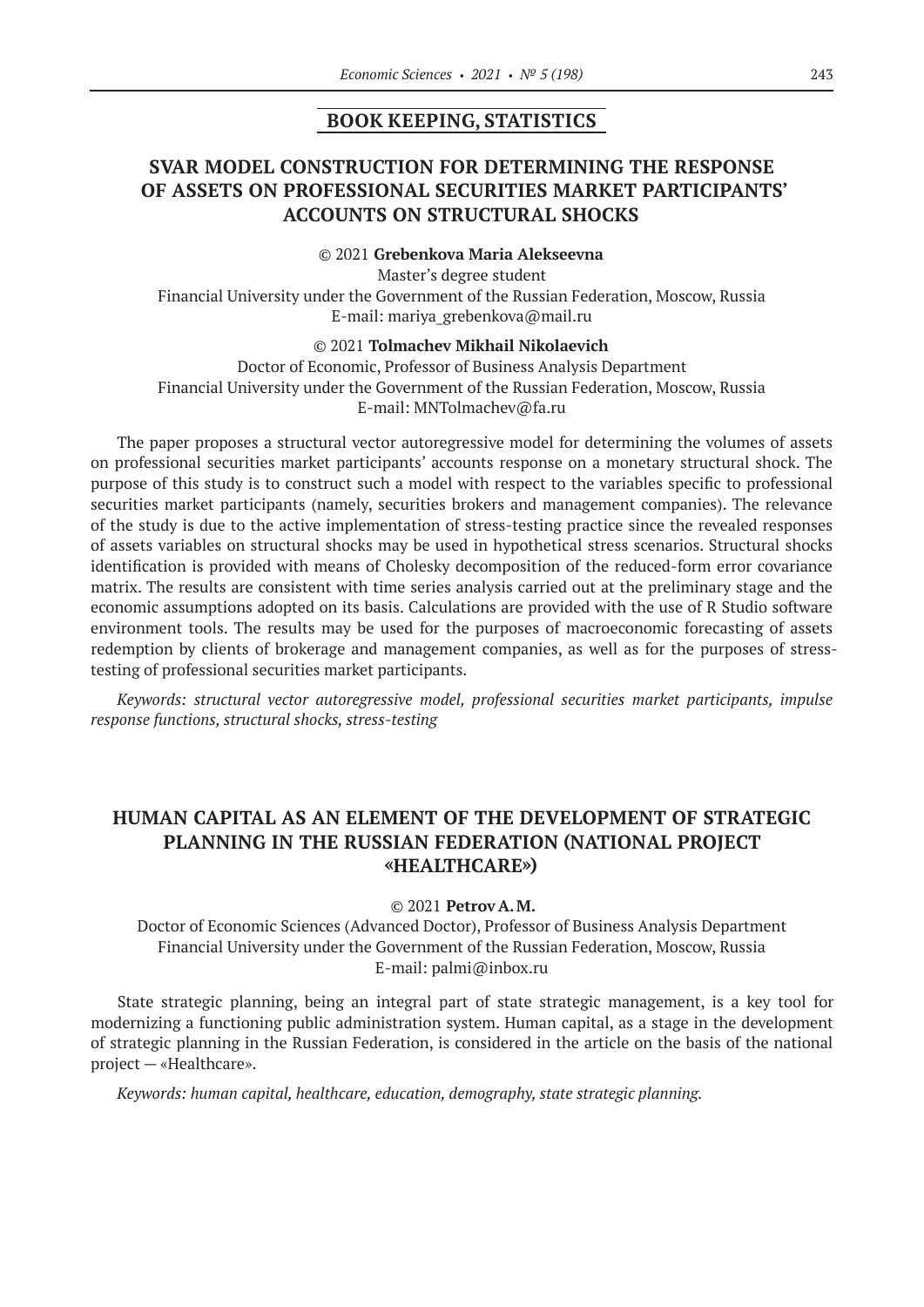## BOOK KEEPING, STATISTICS

# SVAR MODEL CONSTRUCTION FOR DETERMINING THE RESPONSE OF ASSETS ON PROFESSIONAL SECURITIES MARKET PARTICIPANTS' ACCOUNTS ON STRUCTURAL SHOCKS

© 2021 **Grebenkova Maria Alekseevna**

Master's degree student

Financial University under the Government of the Russian Federation, Moscow, Russia

E-mail: mariya_grebenkova@mail.ru

© 2021 **Tolmachev Mikhail Nikolaevich**

Doctor of Economic, Professor of Business Analysis Department

Financial University under the Government of the Russian Federation, Moscow, Russia

E-mail: MNTolmachev@fa.ru

The paper proposes a structural vector autoregressive model for determining the volumes of assets on professional securities market participants' accounts response on a monetary structural shock. The purpose of this study is to construct such a model with respect to the variables specific to professional securities market participants (namely, securities brokers and management companies). The relevance of the study is due to the active implementation of stress-testing practice since the revealed responses of assets variables on structural shocks may be used in hypothetical stress scenarios. Structural shocks identification is provided with means of Cholesky decomposition of the reduced-form error covariance matrix. The results are consistent with time series analysis carried out at the preliminary stage and the economic assumptions adopted on its basis. Calculations are provided with the use of R Studio software environment tools. The results may be used for the purposes of macroeconomic forecasting of assets redemption by clients of brokerage and management companies, as well as for the purposes of stress-testing of professional securities market participants.

*Keywords: structural vector autoregressive model, professional securities market participants, impulse response functions, structural shocks, stress-testing*

# HUMAN CAPITAL AS AN ELEMENT OF THE DEVELOPMENT OF STRATEGIC PLANNING IN THE RUSSIAN FEDERATION (NATIONAL PROJECT «HEALTHCARE»)

© 2021 **Petrov A. M.**

Doctor of Economic Sciences (Advanced Doctor), Professor of Business Analysis Department

Financial University under the Government of the Russian Federation, Moscow, Russia

E-mail: palmi@inbox.ru

State strategic planning, being an integral part of state strategic management, is a key tool for modernizing a functioning public administration system. Human capital, as a stage in the development of strategic planning in the Russian Federation, is considered in the article on the basis of the national project — «Healthcare».

*Keywords: human capital, healthcare, education, demography, state strategic planning.*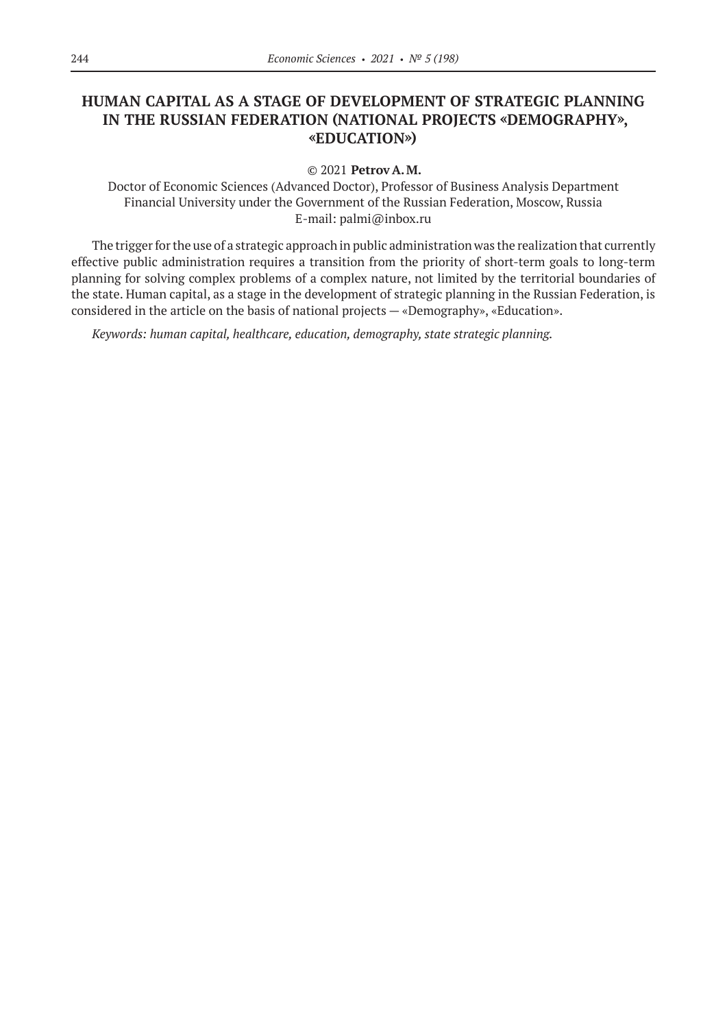# HUMAN CAPITAL AS A STAGE OF DEVELOPMENT OF STRATEGIC PLANNING IN THE RUSSIAN FEDERATION (NATIONAL PROJECTS «DEMOGRAPHY», «EDUCATION»)

© 2021 **Petrov A. M.**

Doctor of Economic Sciences (Advanced Doctor), Professor of Business Analysis Department
Financial University under the Government of the Russian Federation, Moscow, Russia
E-mail: palmi@inbox.ru

The trigger for the use of a strategic approach in public administration was the realization that currently effective public administration requires a transition from the priority of short-term goals to long-term planning for solving complex problems of a complex nature, not limited by the territorial boundaries of the state. Human capital, as a stage in the development of strategic planning in the Russian Federation, is considered in the article on the basis of national projects — «Demography», «Education».

*Keywords: human capital, healthcare, education, demography, state strategic planning.*